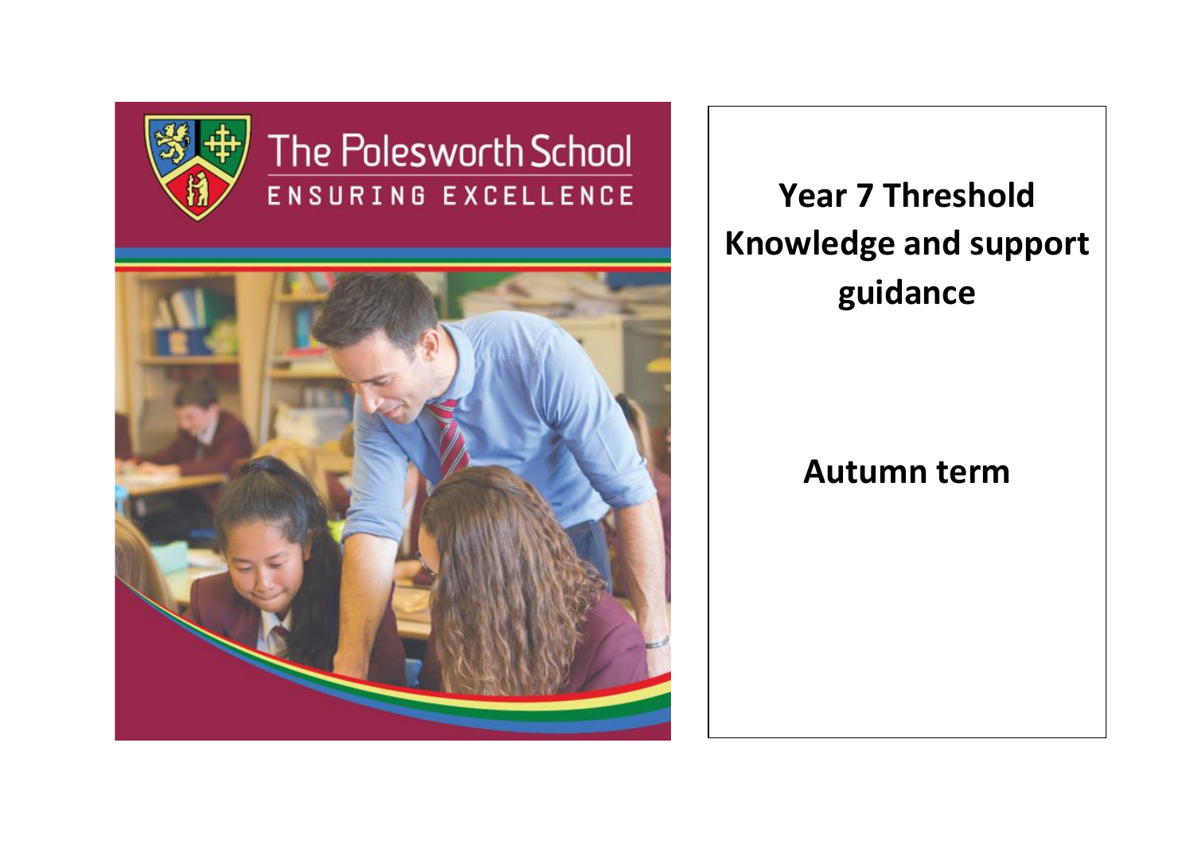The Polesworth School

ENSURING EXCELLENCE

# Year 7 Threshold Knowledge and support guidance

## Autumn term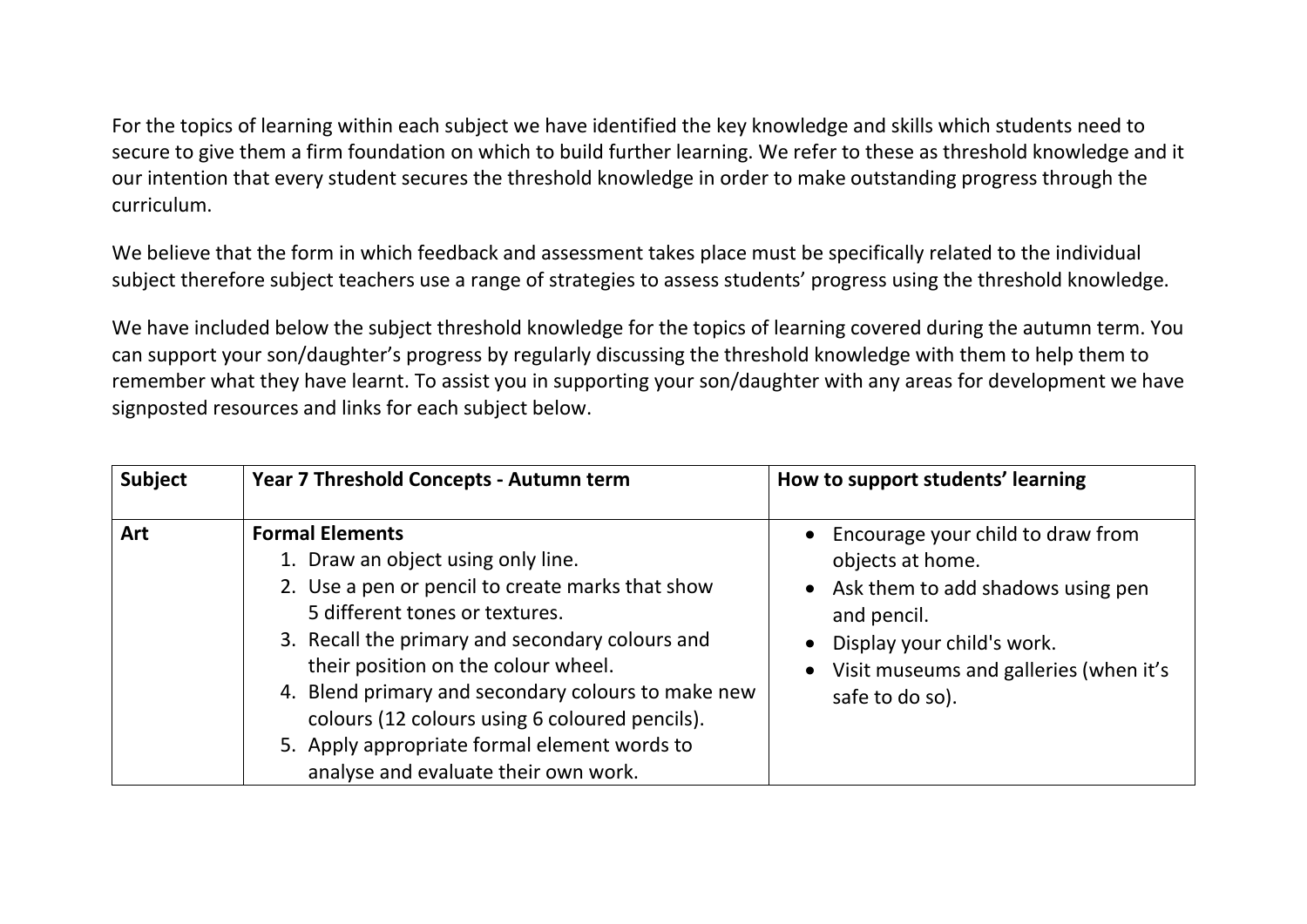For the topics of learning within each subject we have identified the key knowledge and skills which students need to secure to give them a firm foundation on which to build further learning. We refer to these as threshold knowledge and it our intention that every student secures the threshold knowledge in order to make outstanding progress through the curriculum.

We believe that the form in which feedback and assessment takes place must be specifically related to the individual subject therefore subject teachers use a range of strategies to assess students' progress using the threshold knowledge.

We have included below the subject threshold knowledge for the topics of learning covered during the autumn term. You can support your son/daughter's progress by regularly discussing the threshold knowledge with them to help them to remember what they have learnt. To assist you in supporting your son/daughter with any areas for development we have signposted resources and links for each subject below.

| Subject | Year 7 Threshold Concepts - Autumn term | How to support students' learning |
|---|---|---|
| **Art** | **Formal Elements**<br>1. Draw an object using only line.<br>2. Use a pen or pencil to create marks that show 5 different tones or textures.<br>3. Recall the primary and secondary colours and their position on the colour wheel.<br>4. Blend primary and secondary colours to make new colours (12 colours using 6 coloured pencils).<br>5. Apply appropriate formal element words to analyse and evaluate their own work. | • Encourage your child to draw from objects at home.<br>• Ask them to add shadows using pen and pencil.<br>• Display your child's work.<br>• Visit museums and galleries (when it's safe to do so). |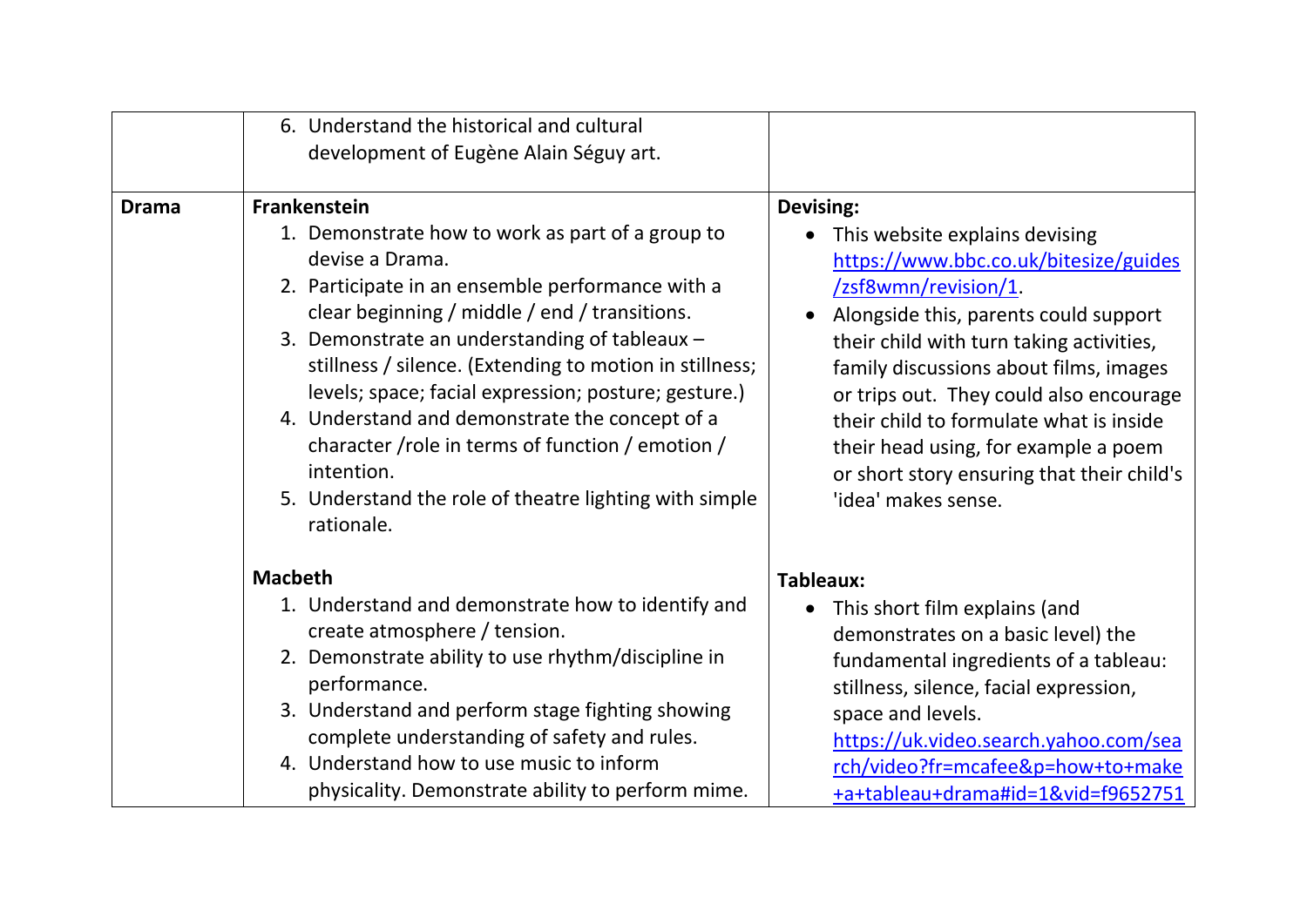| | | |
|---|---|---|
| | 6. Understand the historical and cultural development of Eugène Alain Séguy art. | |
| **Drama** | **Frankenstein**<br>1. Demonstrate how to work as part of a group to devise a Drama.<br>2. Participate in an ensemble performance with a clear beginning / middle / end / transitions.<br>3. Demonstrate an understanding of tableaux – stillness / silence. (Extending to motion in stillness; levels; space; facial expression; posture; gesture.)<br>4. Understand and demonstrate the concept of a character /role in terms of function / emotion / intention.<br>5. Understand the role of theatre lighting with simple rationale.<br><br>**Macbeth**<br>1. Understand and demonstrate how to identify and create atmosphere / tension.<br>2. Demonstrate ability to use rhythm/discipline in performance.<br>3. Understand and perform stage fighting showing complete understanding of safety and rules.<br>4. Understand how to use music to inform physicality. Demonstrate ability to perform mime. | **Devising:**<br>• This website explains devising https://www.bbc.co.uk/bitesize/guides/zsf8wmn/revision/1.<br>• Alongside this, parents could support their child with turn taking activities, family discussions about films, images or trips out. They could also encourage their child to formulate what is inside their head using, for example a poem or short story ensuring that their child's 'idea' makes sense.<br><br>**Tableaux:**<br>• This short film explains (and demonstrates on a basic level) the fundamental ingredients of a tableau: stillness, silence, facial expression, space and levels. https://uk.video.search.yahoo.com/search/video?fr=mcafee&p=how+to+make+a+tableau+drama#id=1&vid=f9652751 |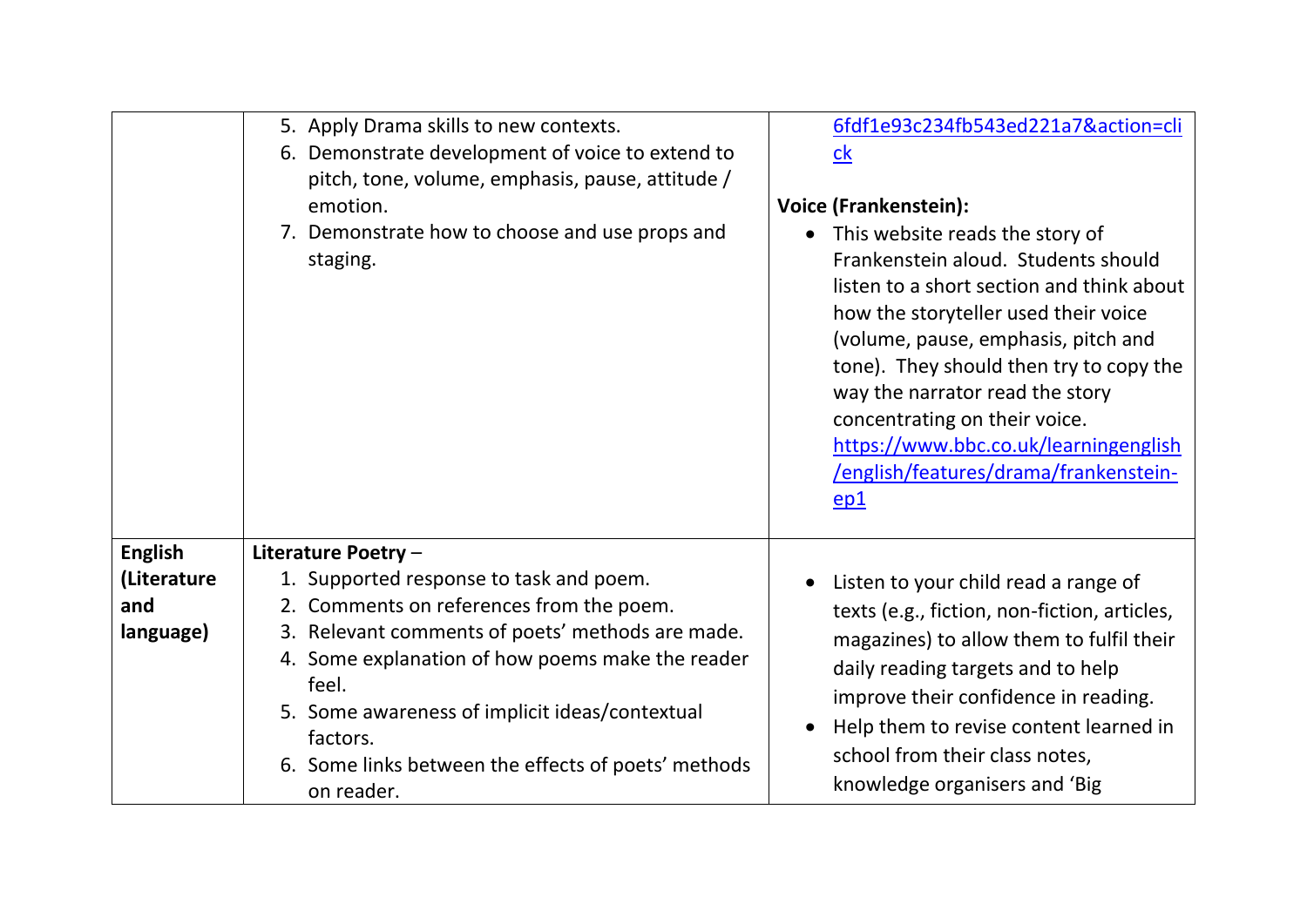| | | |
|---|---|---|
| | 5. Apply Drama skills to new contexts.<br>6. Demonstrate development of voice to extend to pitch, tone, volume, emphasis, pause, attitude / emotion.<br>7. Demonstrate how to choose and use props and staging. | 6fdf1e93c234fb543ed221a7&action=click<br><br>**Voice (Frankenstein):**<br>• This website reads the story of Frankenstein aloud. Students should listen to a short section and think about how the storyteller used their voice (volume, pause, emphasis, pitch and tone). They should then try to copy the way the narrator read the story concentrating on their voice. https://www.bbc.co.uk/learningenglish/english/features/drama/frankenstein-ep1 |
| **English (Literature and language)** | **Literature Poetry** –<br>1. Supported response to task and poem.<br>2. Comments on references from the poem.<br>3. Relevant comments of poets' methods are made.<br>4. Some explanation of how poems make the reader feel.<br>5. Some awareness of implicit ideas/contextual factors.<br>6. Some links between the effects of poets' methods on reader. | • Listen to your child read a range of texts (e.g., fiction, non-fiction, articles, magazines) to allow them to fulfil their daily reading targets and to help improve their confidence in reading.<br>• Help them to revise content learned in school from their class notes, knowledge organisers and 'Big |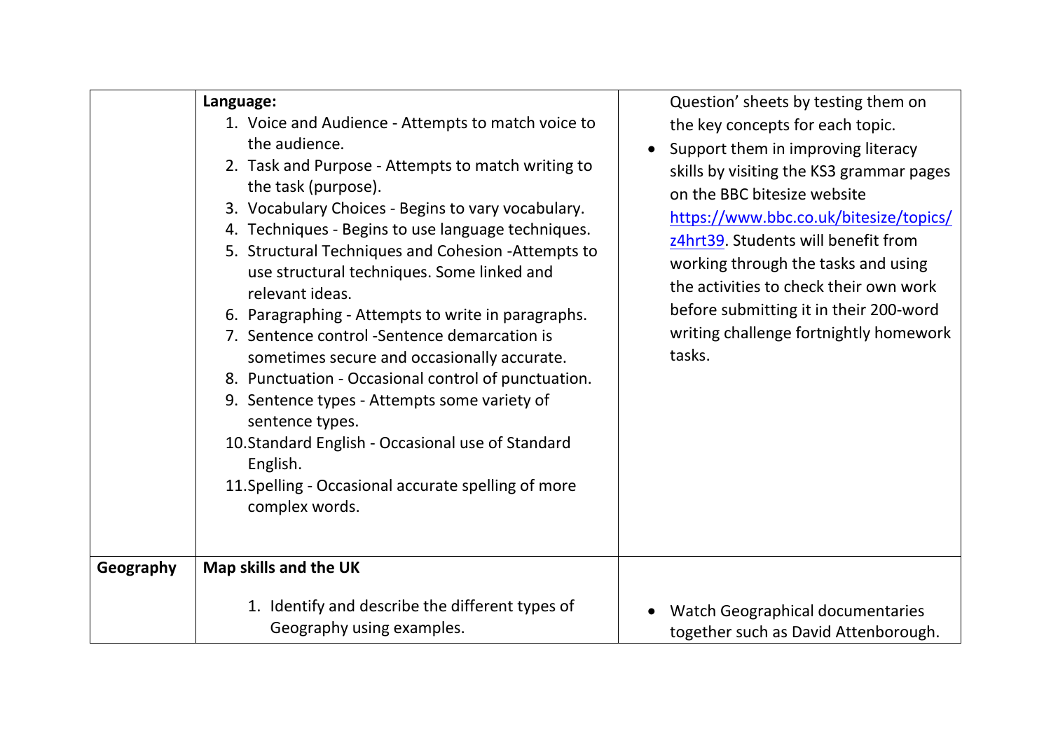| | | |
|---|---|---|
| | **Language:**<br>1. Voice and Audience - Attempts to match voice to the audience.<br>2. Task and Purpose - Attempts to match writing to the task (purpose).<br>3. Vocabulary Choices - Begins to vary vocabulary.<br>4. Techniques - Begins to use language techniques.<br>5. Structural Techniques and Cohesion -Attempts to use structural techniques. Some linked and relevant ideas.<br>6. Paragraphing - Attempts to write in paragraphs.<br>7. Sentence control -Sentence demarcation is sometimes secure and occasionally accurate.<br>8. Punctuation - Occasional control of punctuation.<br>9. Sentence types - Attempts some variety of sentence types.<br>10. Standard English - Occasional use of Standard English.<br>11. Spelling - Occasional accurate spelling of more complex words. | Question' sheets by testing them on the key concepts for each topic.<br>• Support them in improving literacy skills by visiting the KS3 grammar pages on the BBC bitesize website https://www.bbc.co.uk/bitesize/topics/z4hrt39. Students will benefit from working through the tasks and using the activities to check their own work before submitting it in their 200-word writing challenge fortnightly homework tasks. |
| **Geography** | **Map skills and the UK**<br>1. Identify and describe the different types of Geography using examples. | • Watch Geographical documentaries together such as David Attenborough. |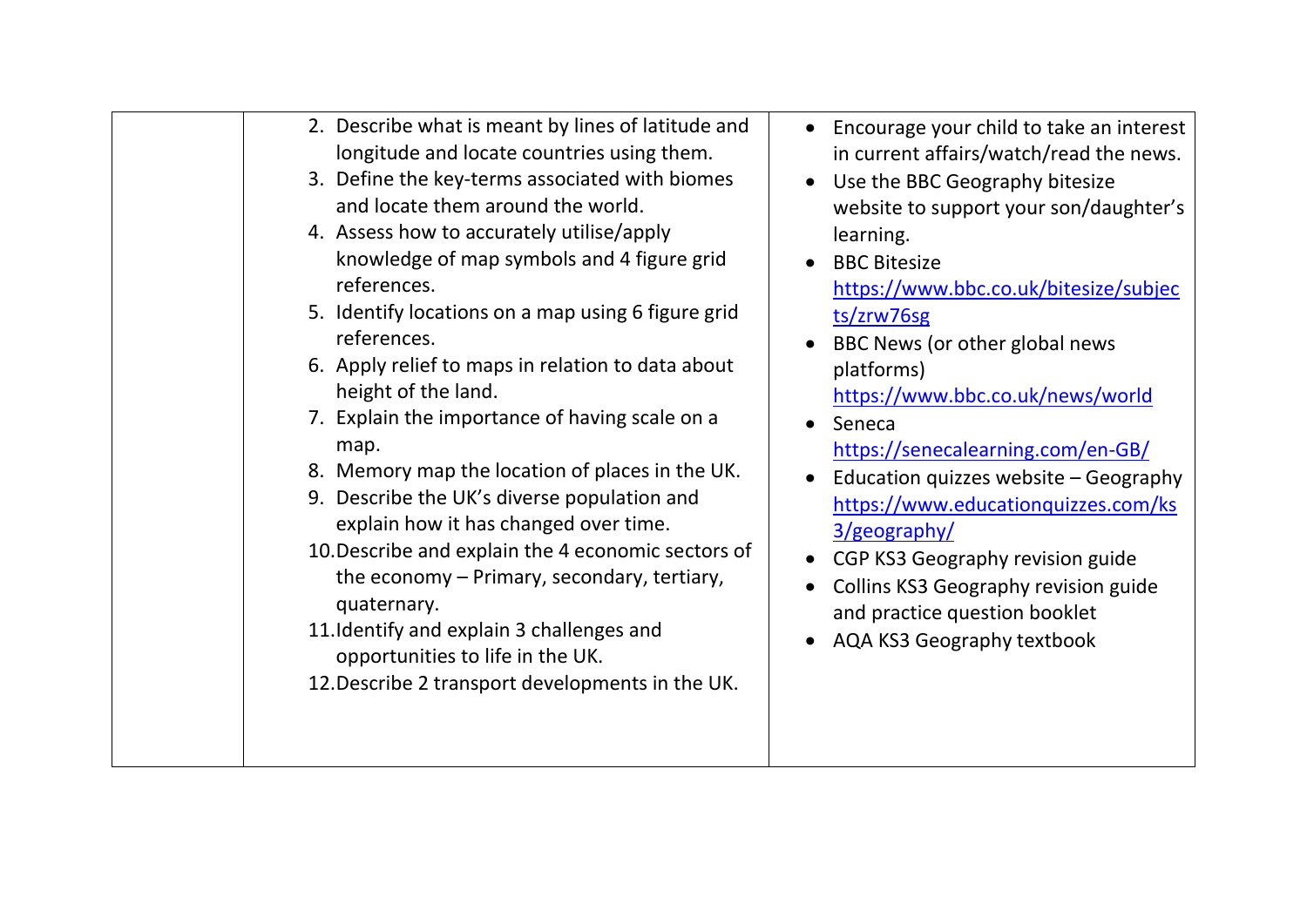| | | |
|---|---|---|
| | 2. Describe what is meant by lines of latitude and longitude and locate countries using them.<br>3. Define the key-terms associated with biomes and locate them around the world.<br>4. Assess how to accurately utilise/apply knowledge of map symbols and 4 figure grid references.<br>5. Identify locations on a map using 6 figure grid references.<br>6. Apply relief to maps in relation to data about height of the land.<br>7. Explain the importance of having scale on a map.<br>8. Memory map the location of places in the UK.<br>9. Describe the UK's diverse population and explain how it has changed over time.<br>10. Describe and explain the 4 economic sectors of the economy – Primary, secondary, tertiary, quaternary.<br>11. Identify and explain 3 challenges and opportunities to life in the UK.<br>12. Describe 2 transport developments in the UK. | • Encourage your child to take an interest in current affairs/watch/read the news.<br>• Use the BBC Geography bitesize website to support your son/daughter's learning.<br>• BBC Bitesize https://www.bbc.co.uk/bitesize/subjects/zrw76sg<br>• BBC News (or other global news platforms) https://www.bbc.co.uk/news/world<br>• Seneca https://senecalearning.com/en-GB/<br>• Education quizzes website – Geography https://www.educationquizzes.com/ks3/geography/<br>• CGP KS3 Geography revision guide<br>• Collins KS3 Geography revision guide and practice question booklet<br>• AQA KS3 Geography textbook |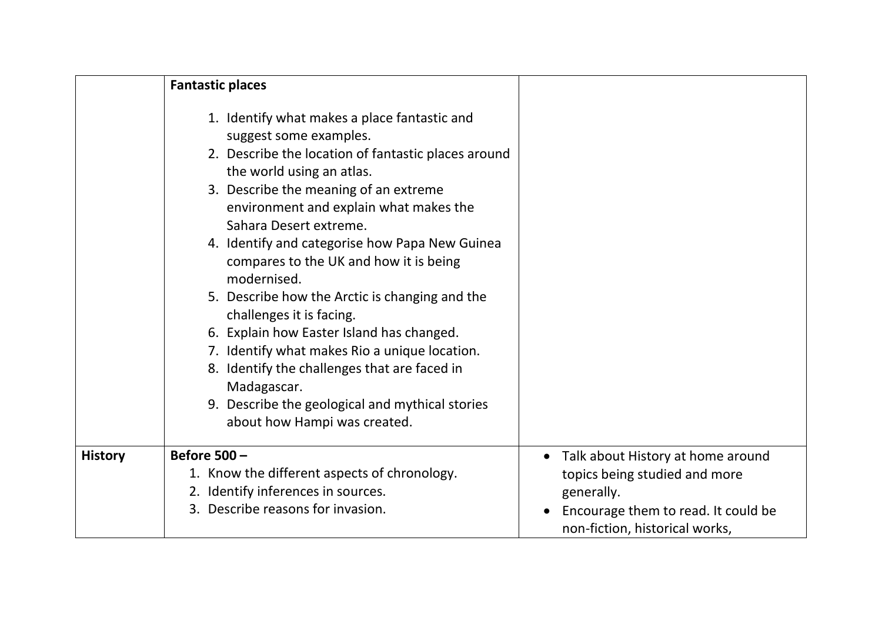|  |  |  |
|---|---|---|
|  | **Fantastic places**<br><br>1. Identify what makes a place fantastic and suggest some examples.<br>2. Describe the location of fantastic places around the world using an atlas.<br>3. Describe the meaning of an extreme environment and explain what makes the Sahara Desert extreme.<br>4. Identify and categorise how Papa New Guinea compares to the UK and how it is being modernised.<br>5. Describe how the Arctic is changing and the challenges it is facing.<br>6. Explain how Easter Island has changed.<br>7. Identify what makes Rio a unique location.<br>8. Identify the challenges that are faced in Madagascar.<br>9. Describe the geological and mythical stories about how Hampi was created. |  |
| **History** | **Before 500 –**<br>1. Know the different aspects of chronology.<br>2. Identify inferences in sources.<br>3. Describe reasons for invasion. | • Talk about History at home around topics being studied and more generally.<br>• Encourage them to read. It could be non-fiction, historical works, |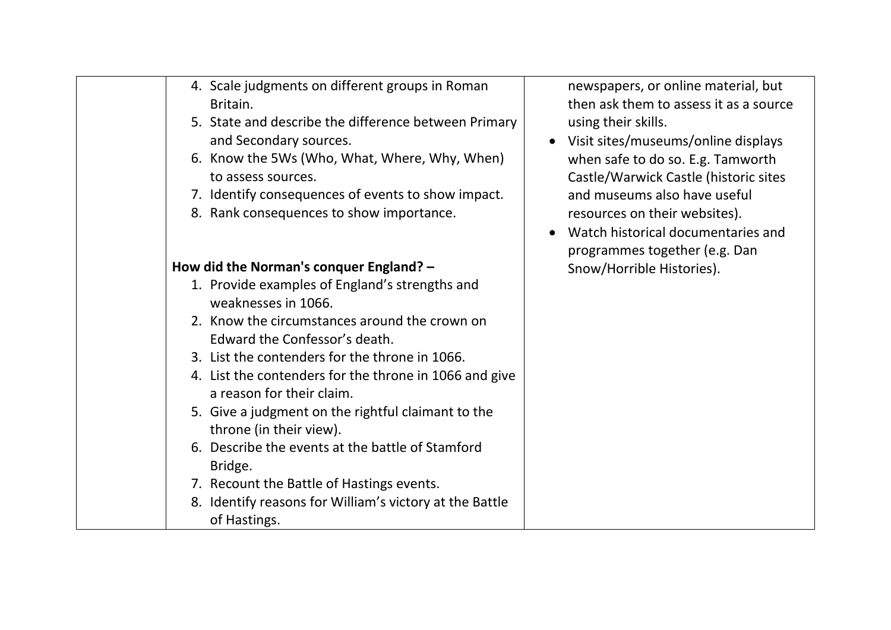| | | |
|---|---|---|
| | 4. Scale judgments on different groups in Roman Britain.<br>5. State and describe the difference between Primary and Secondary sources.<br>6. Know the 5Ws (Who, What, Where, Why, When) to assess sources.<br>7. Identify consequences of events to show impact.<br>8. Rank consequences to show importance.<br><br>**How did the Norman's conquer England? –**<br>1. Provide examples of England's strengths and weaknesses in 1066.<br>2. Know the circumstances around the crown on Edward the Confessor's death.<br>3. List the contenders for the throne in 1066.<br>4. List the contenders for the throne in 1066 and give a reason for their claim.<br>5. Give a judgment on the rightful claimant to the throne (in their view).<br>6. Describe the events at the battle of Stamford Bridge.<br>7. Recount the Battle of Hastings events.<br>8. Identify reasons for William's victory at the Battle of Hastings. | newspapers, or online material, but then ask them to assess it as a source using their skills.<br>• Visit sites/museums/online displays when safe to do so. E.g. Tamworth Castle/Warwick Castle (historic sites and museums also have useful resources on their websites).<br>• Watch historical documentaries and programmes together (e.g. Dan Snow/Horrible Histories). |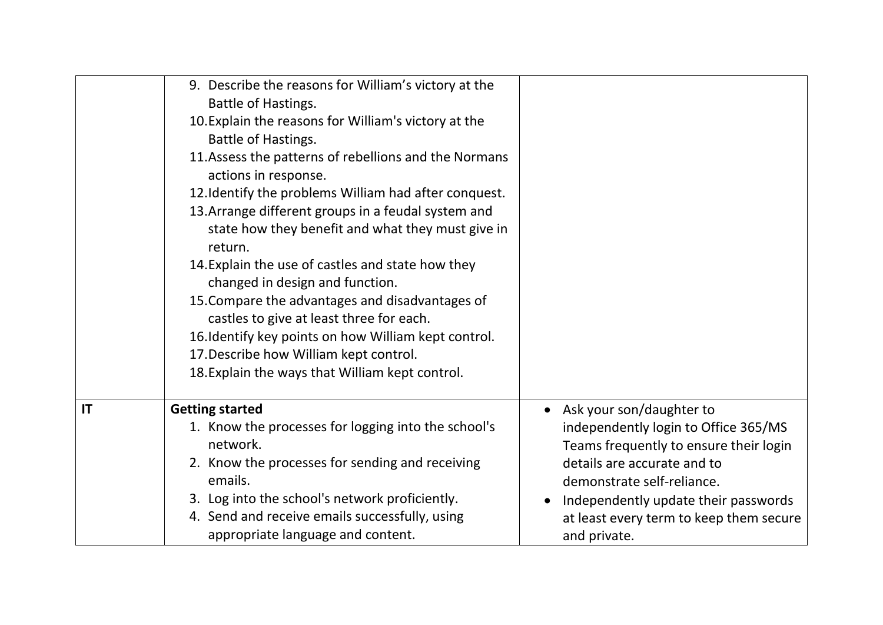| | | |
|---|---|---|
| | 9. Describe the reasons for William's victory at the Battle of Hastings.<br>10. Explain the reasons for William's victory at the Battle of Hastings.<br>11. Assess the patterns of rebellions and the Normans actions in response.<br>12. Identify the problems William had after conquest.<br>13. Arrange different groups in a feudal system and state how they benefit and what they must give in return.<br>14. Explain the use of castles and state how they changed in design and function.<br>15. Compare the advantages and disadvantages of castles to give at least three for each.<br>16. Identify key points on how William kept control.<br>17. Describe how William kept control.<br>18. Explain the ways that William kept control. | |
| **IT** | **Getting started**<br>1. Know the processes for logging into the school's network.<br>2. Know the processes for sending and receiving emails.<br>3. Log into the school's network proficiently.<br>4. Send and receive emails successfully, using appropriate language and content. | • Ask your son/daughter to independently login to Office 365/MS Teams frequently to ensure their login details are accurate and to demonstrate self-reliance.<br>• Independently update their passwords at least every term to keep them secure and private. |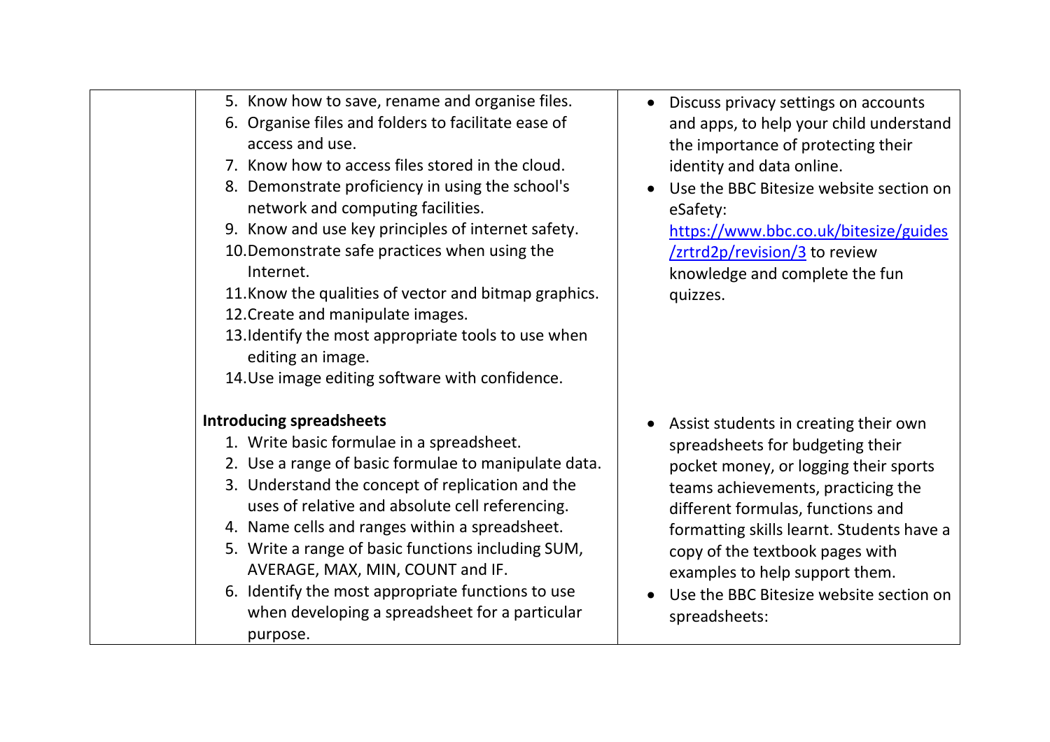| | | |
|---|---|---|
| | 5. Know how to save, rename and organise files.<br>6. Organise files and folders to facilitate ease of access and use.<br>7. Know how to access files stored in the cloud.<br>8. Demonstrate proficiency in using the school's network and computing facilities.<br>9. Know and use key principles of internet safety.<br>10. Demonstrate safe practices when using the Internet.<br>11. Know the qualities of vector and bitmap graphics.<br>12. Create and manipulate images.<br>13. Identify the most appropriate tools to use when editing an image.<br>14. Use image editing software with confidence.<br><br>**Introducing spreadsheets**<br>1. Write basic formulae in a spreadsheet.<br>2. Use a range of basic formulae to manipulate data.<br>3. Understand the concept of replication and the uses of relative and absolute cell referencing.<br>4. Name cells and ranges within a spreadsheet.<br>5. Write a range of basic functions including SUM, AVERAGE, MAX, MIN, COUNT and IF.<br>6. Identify the most appropriate functions to use when developing a spreadsheet for a particular purpose. | • Discuss privacy settings on accounts and apps, to help your child understand the importance of protecting their identity and data online.<br>• Use the BBC Bitesize website section on eSafety: https://www.bbc.co.uk/bitesize/guides/zrtrd2p/revision/3 to review knowledge and complete the fun quizzes.<br><br>• Assist students in creating their own spreadsheets for budgeting their pocket money, or logging their sports teams achievements, practicing the different formulas, functions and formatting skills learnt. Students have a copy of the textbook pages with examples to help support them.<br>• Use the BBC Bitesize website section on spreadsheets: |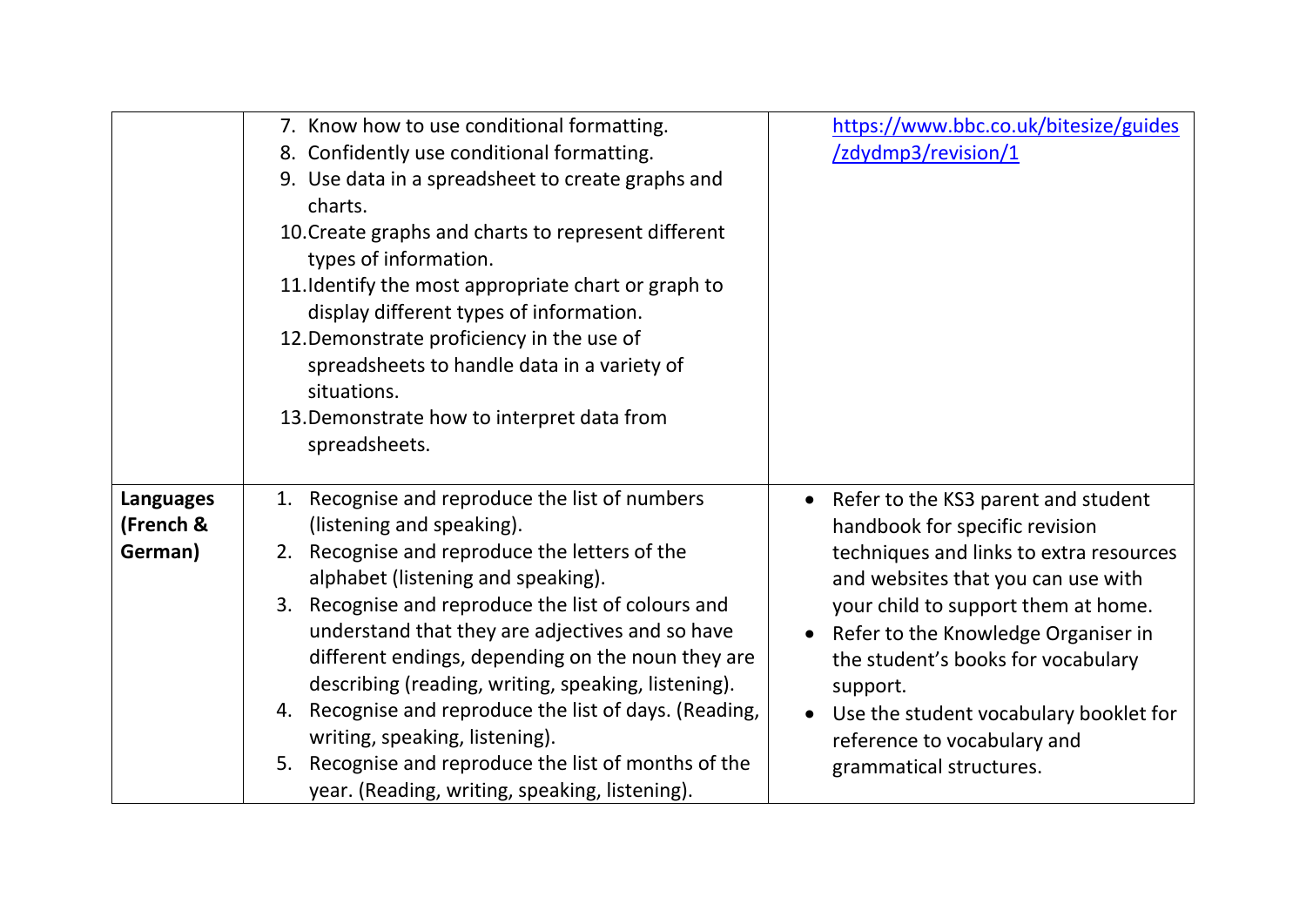| | | |
|---|---|---|
| | 7. Know how to use conditional formatting.<br>8. Confidently use conditional formatting.<br>9. Use data in a spreadsheet to create graphs and charts.<br>10. Create graphs and charts to represent different types of information.<br>11. Identify the most appropriate chart or graph to display different types of information.<br>12. Demonstrate proficiency in the use of spreadsheets to handle data in a variety of situations.<br>13. Demonstrate how to interpret data from spreadsheets. | https://www.bbc.co.uk/bitesize/guides/zdydmp3/revision/1 |
| **Languages (French & German)** | 1. Recognise and reproduce the list of numbers (listening and speaking).<br>2. Recognise and reproduce the letters of the alphabet (listening and speaking).<br>3. Recognise and reproduce the list of colours and understand that they are adjectives and so have different endings, depending on the noun they are describing (reading, writing, speaking, listening).<br>4. Recognise and reproduce the list of days. (Reading, writing, speaking, listening).<br>5. Recognise and reproduce the list of months of the year. (Reading, writing, speaking, listening). | • Refer to the KS3 parent and student handbook for specific revision techniques and links to extra resources and websites that you can use with your child to support them at home.<br>• Refer to the Knowledge Organiser in the student's books for vocabulary support.<br>• Use the student vocabulary booklet for reference to vocabulary and grammatical structures. |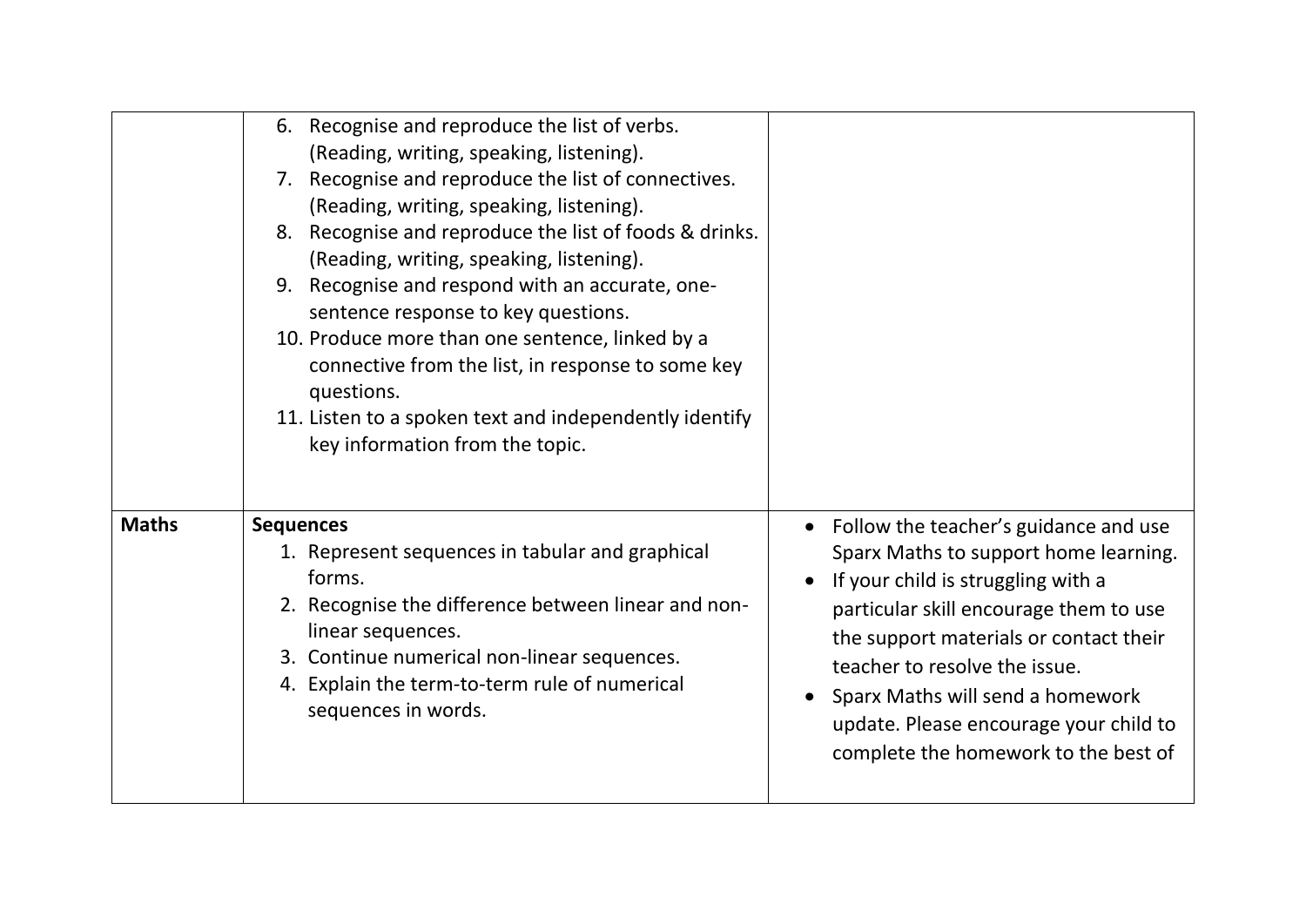| | | |
|---|---|---|
| | 6. Recognise and reproduce the list of verbs. (Reading, writing, speaking, listening).<br>7. Recognise and reproduce the list of connectives. (Reading, writing, speaking, listening).<br>8. Recognise and reproduce the list of foods & drinks. (Reading, writing, speaking, listening).<br>9. Recognise and respond with an accurate, one-sentence response to key questions.<br>10. Produce more than one sentence, linked by a connective from the list, in response to some key questions.<br>11. Listen to a spoken text and independently identify key information from the topic. | |
| **Maths** | **Sequences**<br>1. Represent sequences in tabular and graphical forms.<br>2. Recognise the difference between linear and non-linear sequences.<br>3. Continue numerical non-linear sequences.<br>4. Explain the term-to-term rule of numerical sequences in words. | • Follow the teacher's guidance and use Sparx Maths to support home learning.<br>• If your child is struggling with a particular skill encourage them to use the support materials or contact their teacher to resolve the issue.<br>• Sparx Maths will send a homework update. Please encourage your child to complete the homework to the best of |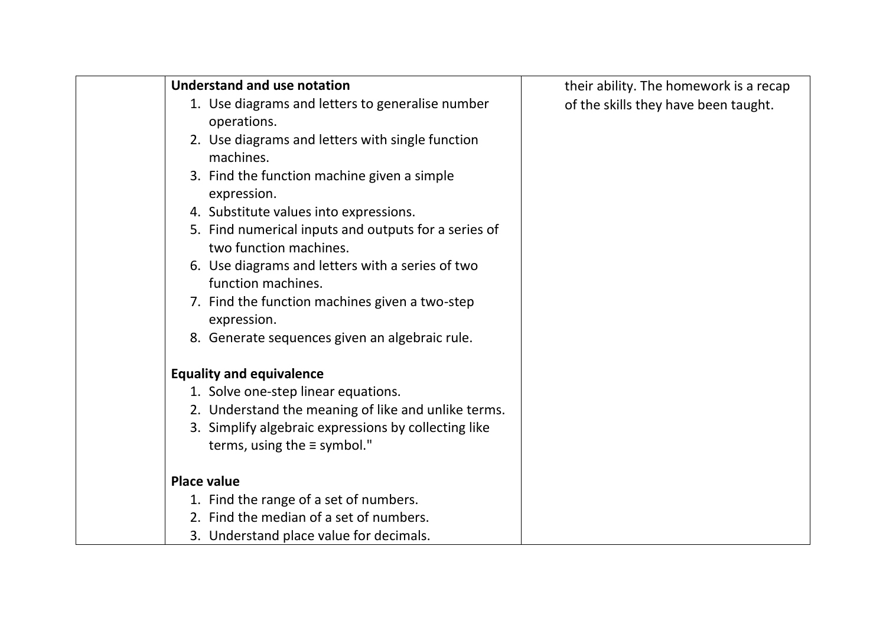|  |  |  |
|---|---|---|
|  | **Understand and use notation**<br>1. Use diagrams and letters to generalise number operations.<br>2. Use diagrams and letters with single function machines.<br>3. Find the function machine given a simple expression.<br>4. Substitute values into expressions.<br>5. Find numerical inputs and outputs for a series of two function machines.<br>6. Use diagrams and letters with a series of two function machines.<br>7. Find the function machines given a two-step expression.<br>8. Generate sequences given an algebraic rule.<br><br>**Equality and equivalence**<br>1. Solve one-step linear equations.<br>2. Understand the meaning of like and unlike terms.<br>3. Simplify algebraic expressions by collecting like terms, using the ≡ symbol."<br><br>**Place value**<br>1. Find the range of a set of numbers.<br>2. Find the median of a set of numbers.<br>3. Understand place value for decimals. | their ability. The homework is a recap of the skills they have been taught. |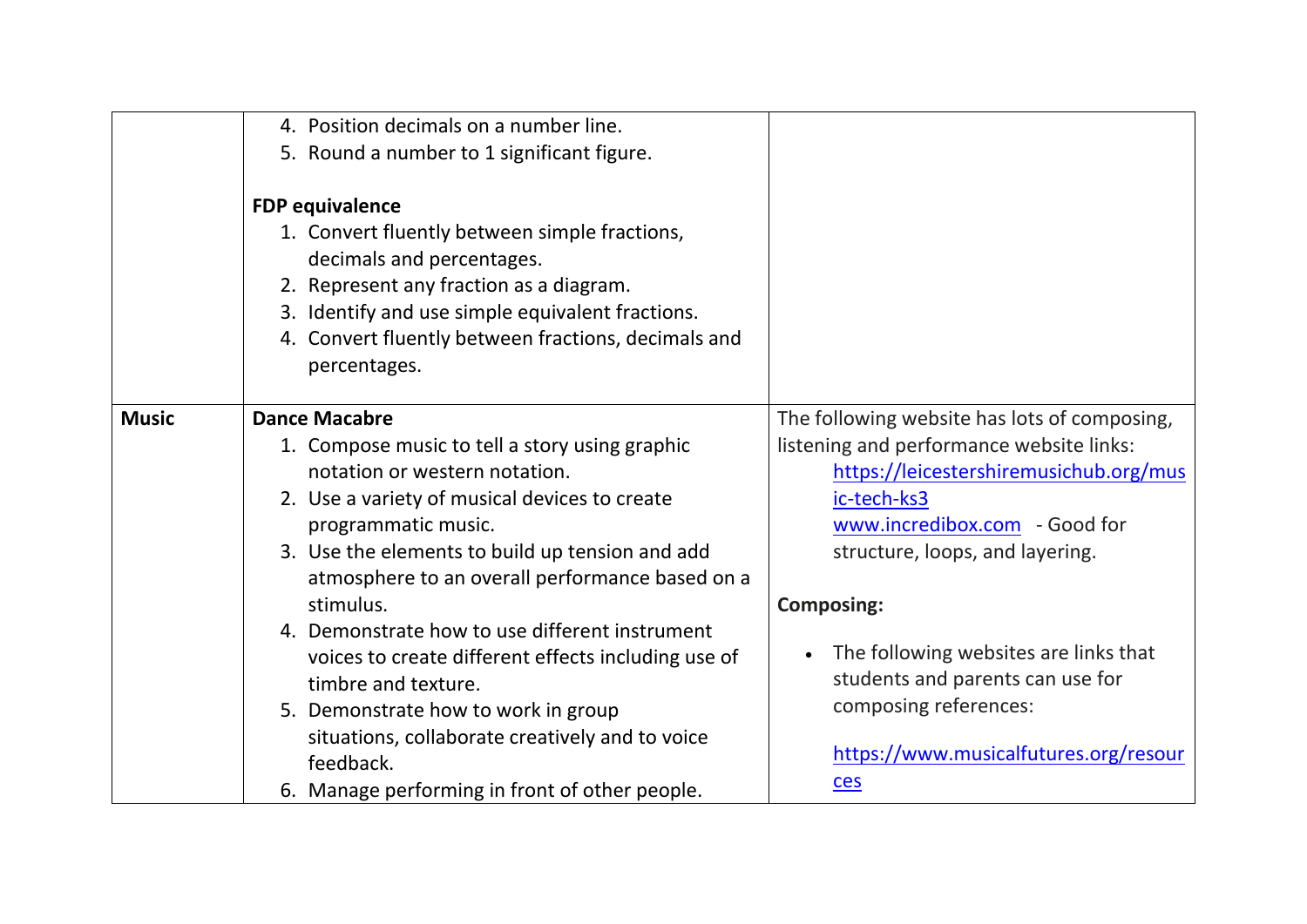| | | |
|---|---|---|
| | 4. Position decimals on a number line.<br>5. Round a number to 1 significant figure.<br><br>**FDP equivalence**<br>1. Convert fluently between simple fractions, decimals and percentages.<br>2. Represent any fraction as a diagram.<br>3. Identify and use simple equivalent fractions.<br>4. Convert fluently between fractions, decimals and percentages. | |
| **Music** | **Dance Macabre**<br>1. Compose music to tell a story using graphic notation or western notation.<br>2. Use a variety of musical devices to create programmatic music.<br>3. Use the elements to build up tension and add atmosphere to an overall performance based on a stimulus.<br>4. Demonstrate how to use different instrument voices to create different effects including use of timbre and texture.<br>5. Demonstrate how to work in group situations, collaborate creatively and to voice feedback.<br>6. Manage performing in front of other people. | The following website has lots of composing, listening and performance website links:<br>https://leicestershiremusichub.org/music-tech-ks3<br>www.incredibox.com - Good for structure, loops, and layering.<br><br>**Composing:**<br><br>• The following websites are links that students and parents can use for composing references:<br><br>https://www.musicalfutures.org/resources |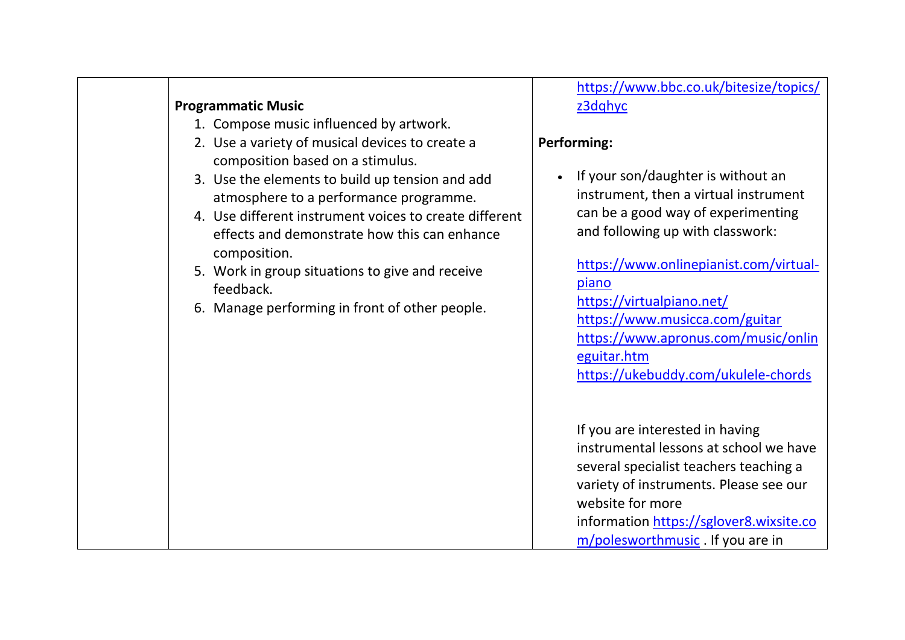| | | |
|---|---|---|
| | **Programmatic Music**<br>1. Compose music influenced by artwork.<br>2. Use a variety of musical devices to create a composition based on a stimulus.<br>3. Use the elements to build up tension and add atmosphere to a performance programme.<br>4. Use different instrument voices to create different effects and demonstrate how this can enhance composition.<br>5. Work in group situations to give and receive feedback.<br>6. Manage performing in front of other people. | https://www.bbc.co.uk/bitesize/topics/z3dqhyc<br><br>**Performing:**<br><br>• If your son/daughter is without an instrument, then a virtual instrument can be a good way of experimenting and following up with classwork:<br><br>https://www.onlinepianist.com/virtual-piano<br>https://virtualpiano.net/<br>https://www.musicca.com/guitar<br>https://www.apronus.com/music/onlineguitar.htm<br>https://ukebuddy.com/ukulele-chords<br><br>If you are interested in having instrumental lessons at school we have several specialist teachers teaching a variety of instruments. Please see our website for more information https://sglover8.wixsite.com/polesworthmusic . If you are in |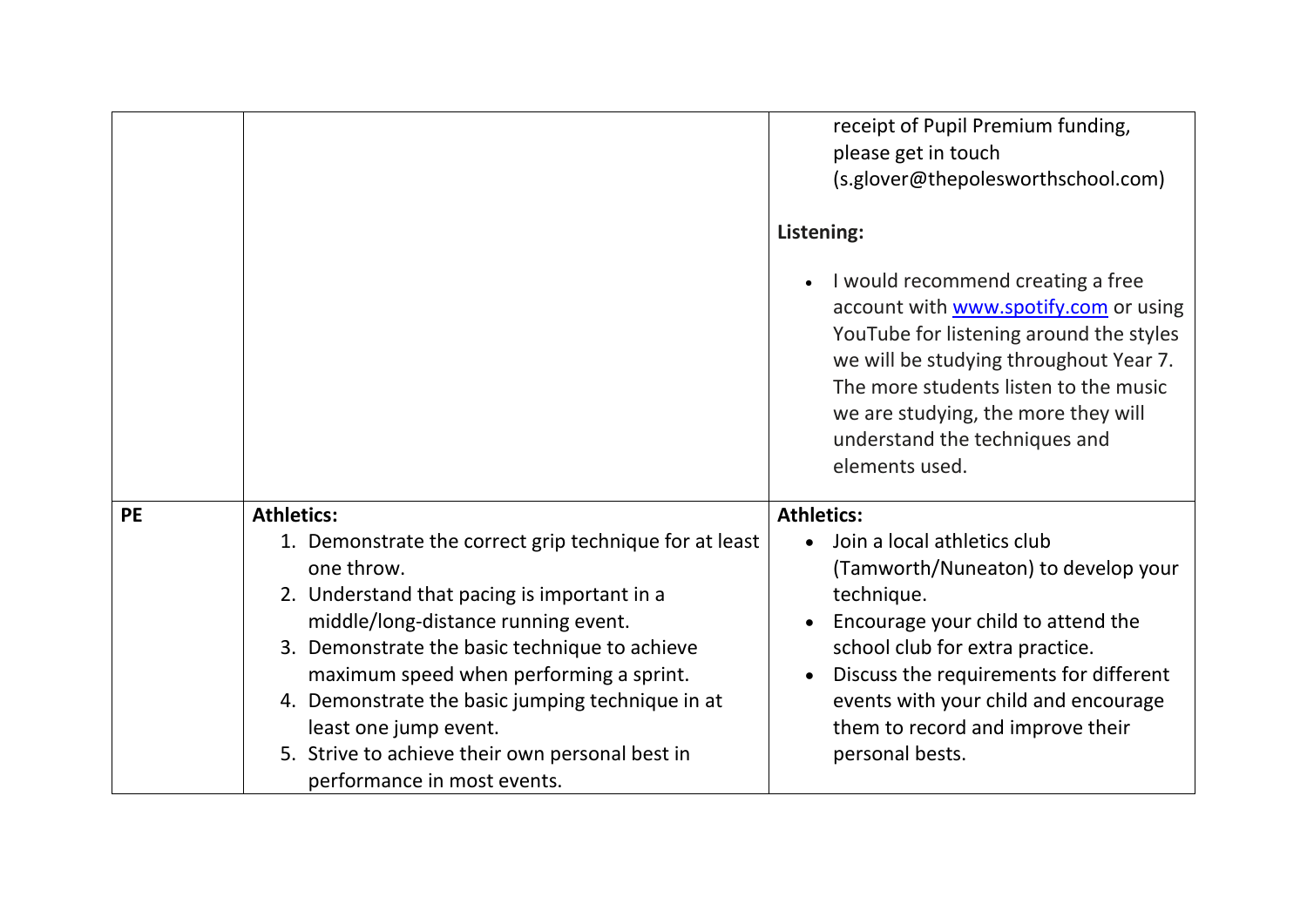| | | |
|---|---|---|
| | | receipt of Pupil Premium funding, please get in touch (s.glover@thepolesworthschool.com)<br><br>**Listening:**<br><br>• I would recommend creating a free account with [www.spotify.com](http://www.spotify.com) or using YouTube for listening around the styles we will be studying throughout Year 7. The more students listen to the music we are studying, the more they will understand the techniques and elements used. |
| **PE** | **Athletics:**<br>1. Demonstrate the correct grip technique for at least one throw.<br>2. Understand that pacing is important in a middle/long-distance running event.<br>3. Demonstrate the basic technique to achieve maximum speed when performing a sprint.<br>4. Demonstrate the basic jumping technique in at least one jump event.<br>5. Strive to achieve their own personal best in performance in most events. | **Athletics:**<br>• Join a local athletics club (Tamworth/Nuneaton) to develop your technique.<br>• Encourage your child to attend the school club for extra practice.<br>• Discuss the requirements for different events with your child and encourage them to record and improve their personal bests. |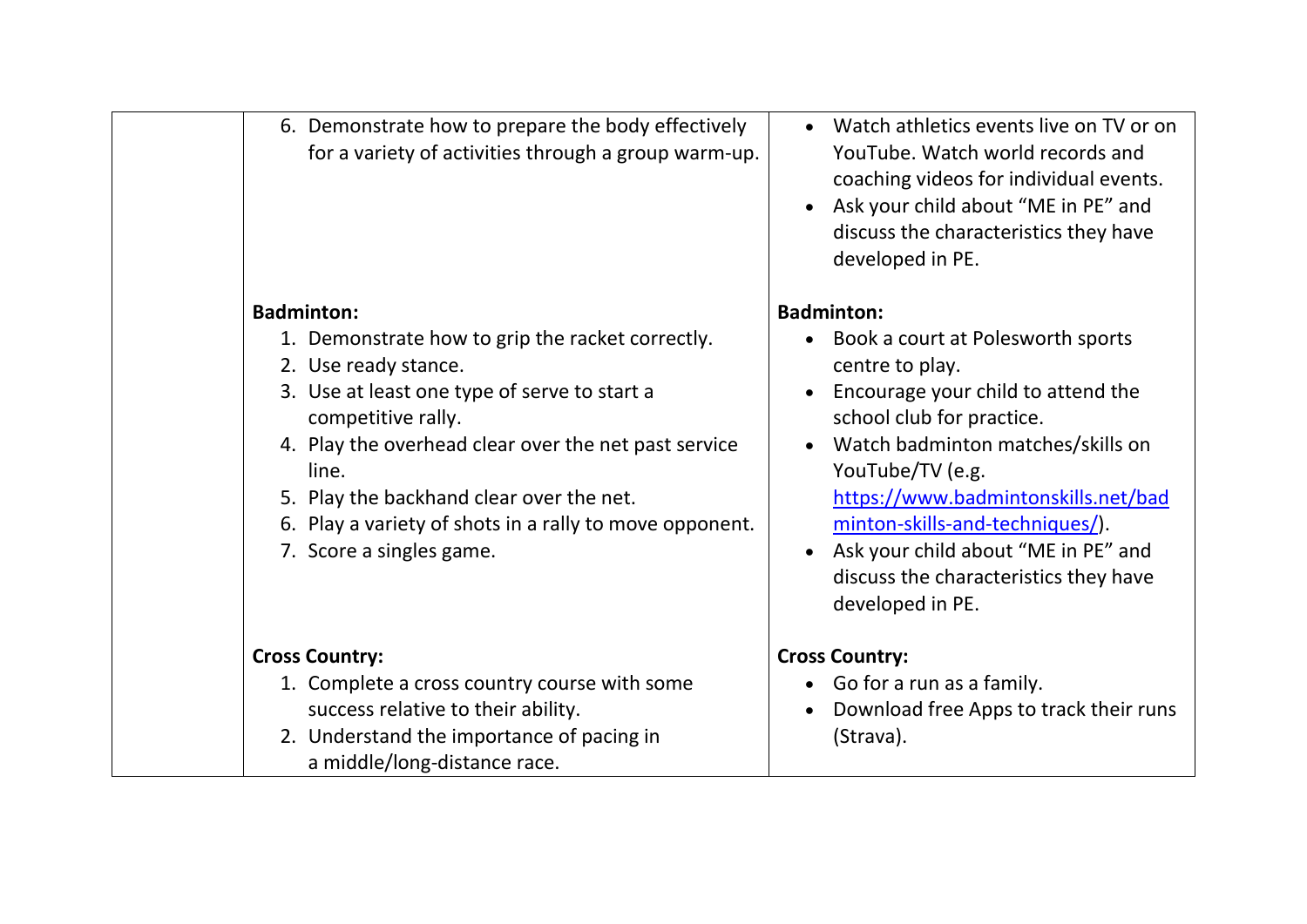| | | |
|---|---|---|
| | 6. Demonstrate how to prepare the body effectively for a variety of activities through a group warm-up. | • Watch athletics events live on TV or on YouTube. Watch world records and coaching videos for individual events.<br>• Ask your child about "ME in PE" and discuss the characteristics they have developed in PE. |
| | **Badminton:**<br>1. Demonstrate how to grip the racket correctly.<br>2. Use ready stance.<br>3. Use at least one type of serve to start a competitive rally.<br>4. Play the overhead clear over the net past service line.<br>5. Play the backhand clear over the net.<br>6. Play a variety of shots in a rally to move opponent.<br>7. Score a singles game. | **Badminton:**<br>• Book a court at Polesworth sports centre to play.<br>• Encourage your child to attend the school club for practice.<br>• Watch badminton matches/skills on YouTube/TV (e.g. [https://www.badmintonskills.net/badminton-skills-and-techniques/](https://www.badmintonskills.net/badminton-skills-and-techniques/)).<br>• Ask your child about "ME in PE" and discuss the characteristics they have developed in PE. |
| | **Cross Country:**<br>1. Complete a cross country course with some success relative to their ability.<br>2. Understand the importance of pacing in a middle/long-distance race. | **Cross Country:**<br>• Go for a run as a family.<br>• Download free Apps to track their runs (Strava). |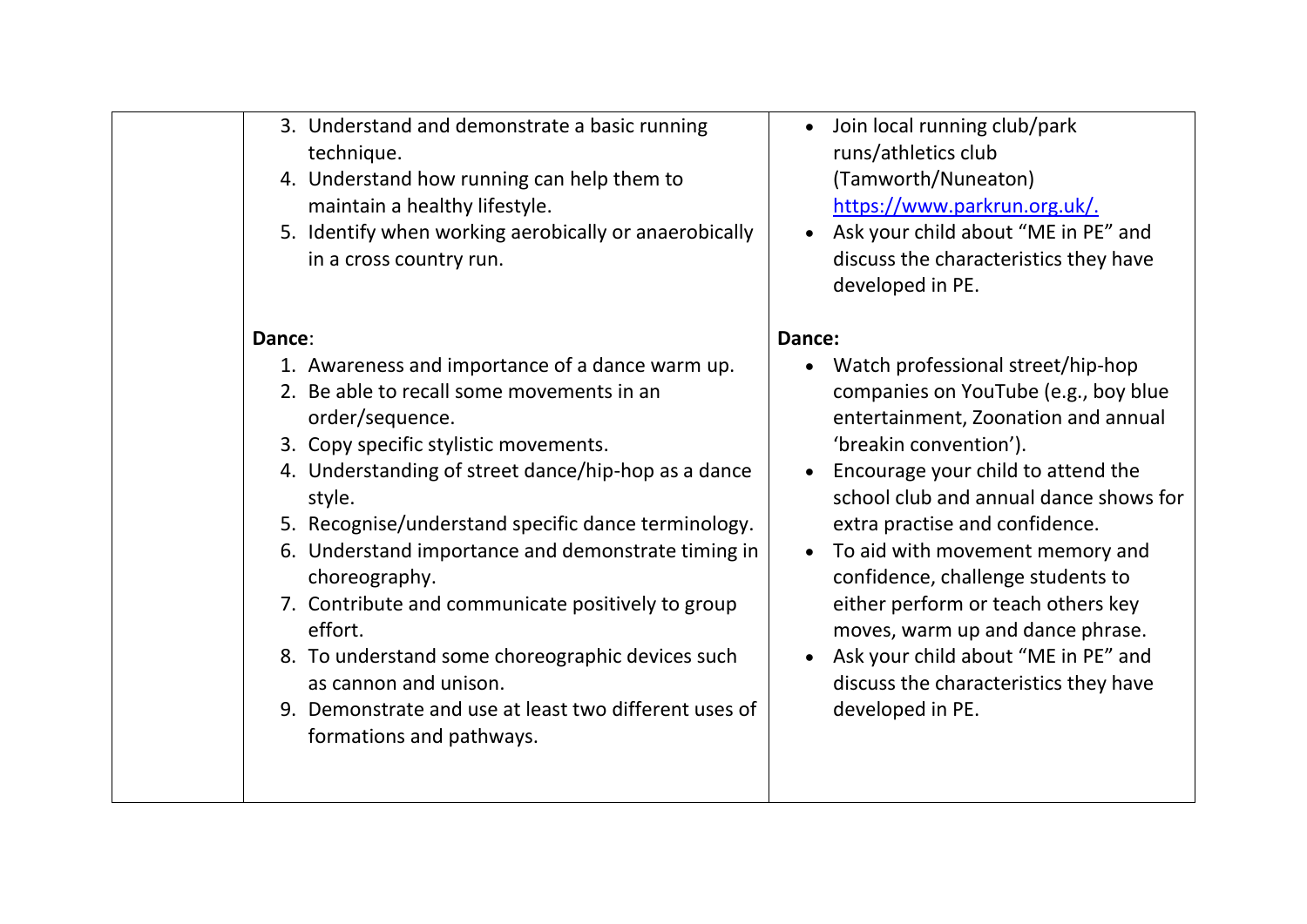| | | |
|---|---|---|
| | 3. Understand and demonstrate a basic running technique.<br>4. Understand how running can help them to maintain a healthy lifestyle.<br>5. Identify when working aerobically or anaerobically in a cross country run.<br><br>**Dance**:<br>1. Awareness and importance of a dance warm up.<br>2. Be able to recall some movements in an order/sequence.<br>3. Copy specific stylistic movements.<br>4. Understanding of street dance/hip-hop as a dance style.<br>5. Recognise/understand specific dance terminology.<br>6. Understand importance and demonstrate timing in choreography.<br>7. Contribute and communicate positively to group effort.<br>8. To understand some choreographic devices such as cannon and unison.<br>9. Demonstrate and use at least two different uses of formations and pathways. | • Join local running club/park runs/athletics club (Tamworth/Nuneaton) https://www.parkrun.org.uk/.<br>• Ask your child about “ME in PE” and discuss the characteristics they have developed in PE.<br><br>**Dance:**<br>• Watch professional street/hip-hop companies on YouTube (e.g., boy blue entertainment, Zoonation and annual ‘breakin convention’).<br>• Encourage your child to attend the school club and annual dance shows for extra practise and confidence.<br>• To aid with movement memory and confidence, challenge students to either perform or teach others key moves, warm up and dance phrase.<br>• Ask your child about “ME in PE” and discuss the characteristics they have developed in PE. |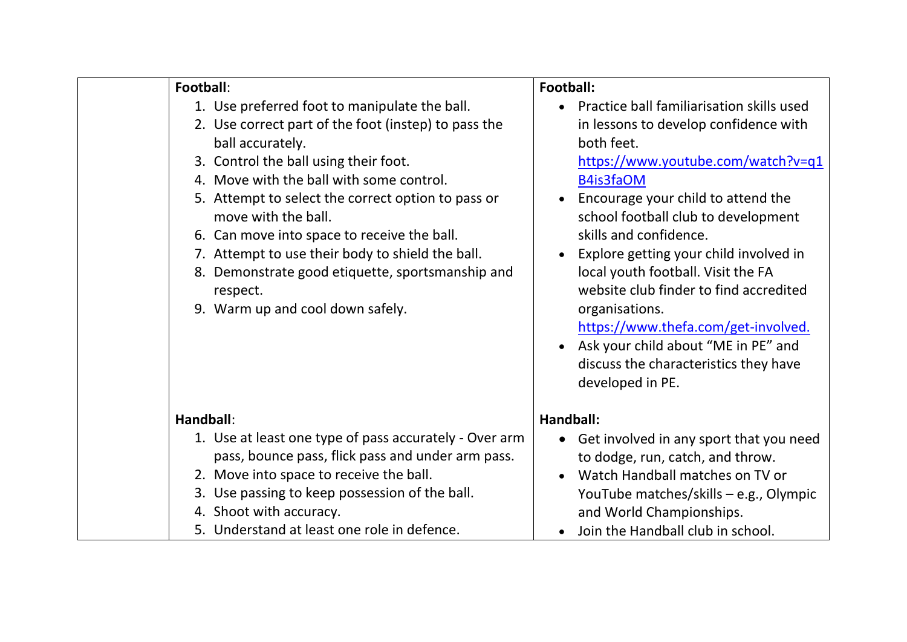| | | |
|---|---|---|
| | **Football**:<br>1. Use preferred foot to manipulate the ball.<br>2. Use correct part of the foot (instep) to pass the ball accurately.<br>3. Control the ball using their foot.<br>4. Move with the ball with some control.<br>5. Attempt to select the correct option to pass or move with the ball.<br>6. Can move into space to receive the ball.<br>7. Attempt to use their body to shield the ball.<br>8. Demonstrate good etiquette, sportsmanship and respect.<br>9. Warm up and cool down safely. | **Football:**<br>• Practice ball familiarisation skills used in lessons to develop confidence with both feet. https://www.youtube.com/watch?v=q1B4is3faOM<br>• Encourage your child to attend the school football club to development skills and confidence.<br>• Explore getting your child involved in local youth football. Visit the FA website club finder to find accredited organisations. https://www.thefa.com/get-involved.<br>• Ask your child about "ME in PE" and discuss the characteristics they have developed in PE. |
| | **Handball**:<br>1. Use at least one type of pass accurately - Over arm pass, bounce pass, flick pass and under arm pass.<br>2. Move into space to receive the ball.<br>3. Use passing to keep possession of the ball.<br>4. Shoot with accuracy.<br>5. Understand at least one role in defence. | **Handball:**<br>• Get involved in any sport that you need to dodge, run, catch, and throw.<br>• Watch Handball matches on TV or YouTube matches/skills – e.g., Olympic and World Championships.<br>• Join the Handball club in school. |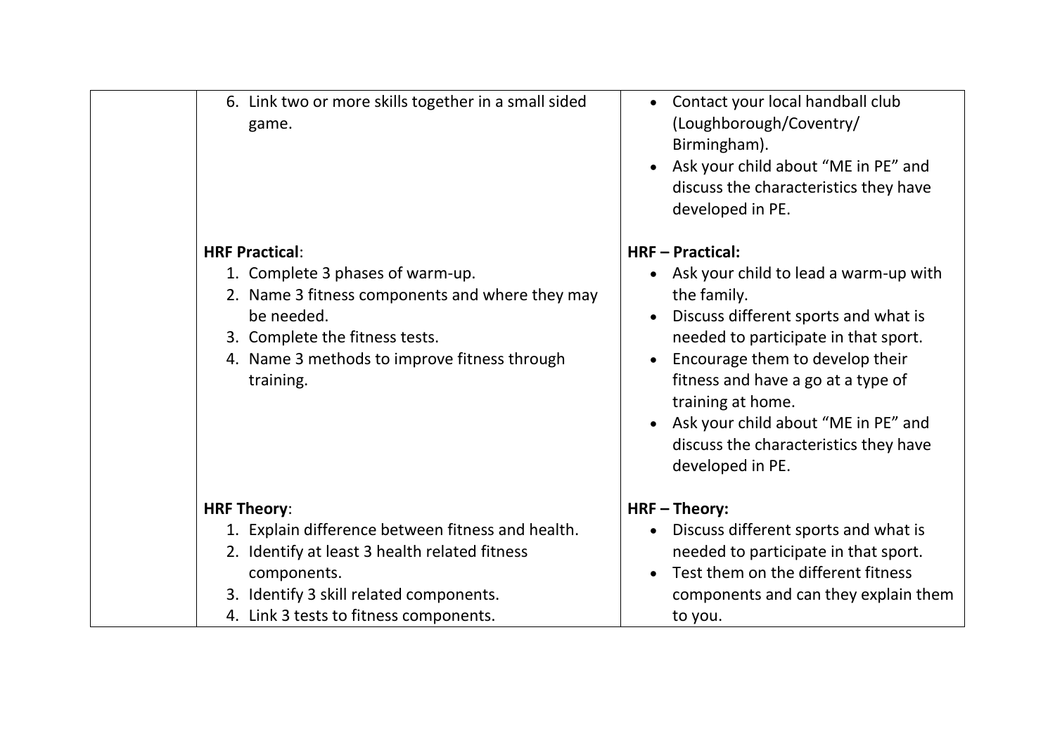| | | |
|---|---|---|
| | 6. Link two or more skills together in a small sided game. | • Contact your local handball club (Loughborough/Coventry/ Birmingham).<br>• Ask your child about "ME in PE" and discuss the characteristics they have developed in PE. |
| | **HRF Practical**:<br>1. Complete 3 phases of warm-up.<br>2. Name 3 fitness components and where they may be needed.<br>3. Complete the fitness tests.<br>4. Name 3 methods to improve fitness through training. | **HRF – Practical:**<br>• Ask your child to lead a warm-up with the family.<br>• Discuss different sports and what is needed to participate in that sport.<br>• Encourage them to develop their fitness and have a go at a type of training at home.<br>• Ask your child about "ME in PE" and discuss the characteristics they have developed in PE. |
| | **HRF Theory**:<br>1. Explain difference between fitness and health.<br>2. Identify at least 3 health related fitness components.<br>3. Identify 3 skill related components.<br>4. Link 3 tests to fitness components. | **HRF – Theory:**<br>• Discuss different sports and what is needed to participate in that sport.<br>• Test them on the different fitness components and can they explain them to you. |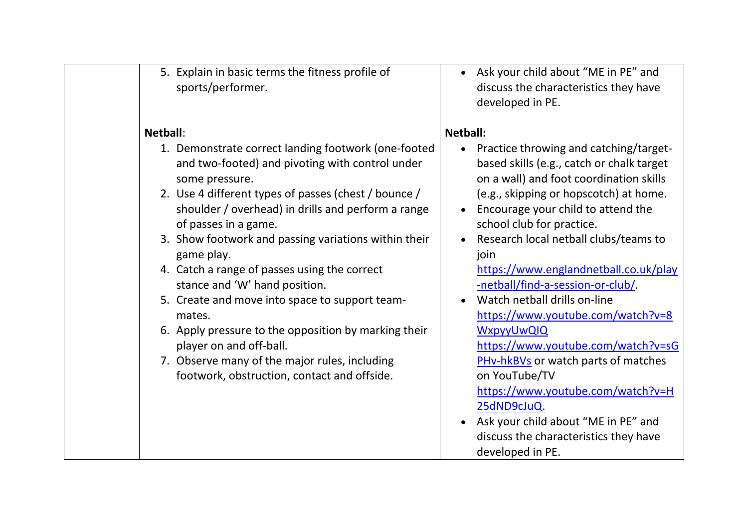| | | |
|---|---|---|
| | 5. Explain in basic terms the fitness profile of sports/performer.<br><br>**Netball**:<br>1. Demonstrate correct landing footwork (one-footed and two-footed) and pivoting with control under some pressure.<br>2. Use 4 different types of passes (chest / bounce / shoulder / overhead) in drills and perform a range of passes in a game.<br>3. Show footwork and passing variations within their game play.<br>4. Catch a range of passes using the correct stance and 'W' hand position.<br>5. Create and move into space to support team-mates.<br>6. Apply pressure to the opposition by marking their player on and off-ball.<br>7. Observe many of the major rules, including footwork, obstruction, contact and offside. | • Ask your child about "ME in PE" and discuss the characteristics they have developed in PE.<br><br>**Netball:**<br>• Practice throwing and catching/target-based skills (e.g., catch or chalk target on a wall) and foot coordination skills (e.g., skipping or hopscotch) at home.<br>• Encourage your child to attend the school club for practice.<br>• Research local netball clubs/teams to join https://www.englandnetball.co.uk/play-netball/find-a-session-or-club/.<br>• Watch netball drills on-line https://www.youtube.com/watch?v=8WxpyyUwQIQ https://www.youtube.com/watch?v=sGPHv-hkBVs or watch parts of matches on YouTube/TV https://www.youtube.com/watch?v=H25dND9cJuQ.<br>• Ask your child about "ME in PE" and discuss the characteristics they have developed in PE. |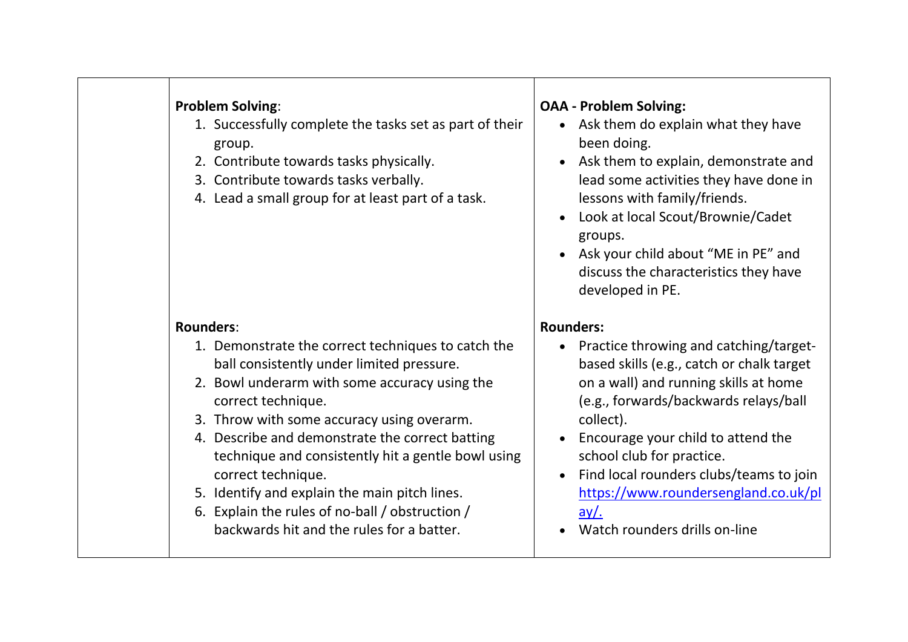| | | |
|---|---|---|
| | **Problem Solving**:<br>1. Successfully complete the tasks set as part of their group.<br>2. Contribute towards tasks physically.<br>3. Contribute towards tasks verbally.<br>4. Lead a small group for at least part of a task. | **OAA - Problem Solving:**<br>• Ask them do explain what they have been doing.<br>• Ask them to explain, demonstrate and lead some activities they have done in lessons with family/friends.<br>• Look at local Scout/Brownie/Cadet groups.<br>• Ask your child about "ME in PE" and discuss the characteristics they have developed in PE. |
| | **Rounders**:<br>1. Demonstrate the correct techniques to catch the ball consistently under limited pressure.<br>2. Bowl underarm with some accuracy using the correct technique.<br>3. Throw with some accuracy using overarm.<br>4. Describe and demonstrate the correct batting technique and consistently hit a gentle bowl using correct technique.<br>5. Identify and explain the main pitch lines.<br>6. Explain the rules of no-ball / obstruction / backwards hit and the rules for a batter. | **Rounders:**<br>• Practice throwing and catching/target-based skills (e.g., catch or chalk target on a wall) and running skills at home (e.g., forwards/backwards relays/ball collect).<br>• Encourage your child to attend the school club for practice.<br>• Find local rounders clubs/teams to join https://www.roundersengland.co.uk/play/.<br>• Watch rounders drills on-line |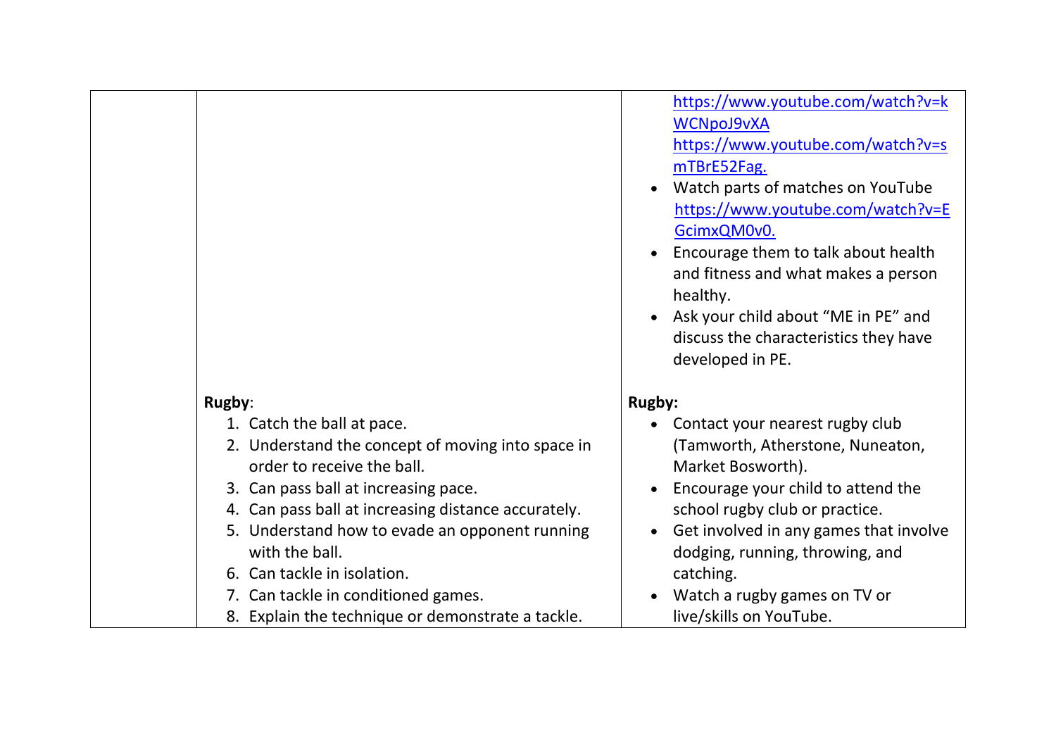| | | |
|---|---|---|
| | | https://www.youtube.com/watch?v=kWCNpoJ9vXA<br>https://www.youtube.com/watch?v=smTBrE52Fag.<br>• Watch parts of matches on YouTube https://www.youtube.com/watch?v=EGcimxQM0v0.<br>• Encourage them to talk about health and fitness and what makes a person healthy.<br>• Ask your child about "ME in PE" and discuss the characteristics they have developed in PE. |
| | **Rugby**:<br>1. Catch the ball at pace.<br>2. Understand the concept of moving into space in order to receive the ball.<br>3. Can pass ball at increasing pace.<br>4. Can pass ball at increasing distance accurately.<br>5. Understand how to evade an opponent running with the ball.<br>6. Can tackle in isolation.<br>7. Can tackle in conditioned games.<br>8. Explain the technique or demonstrate a tackle. | **Rugby:**<br>• Contact your nearest rugby club (Tamworth, Atherstone, Nuneaton, Market Bosworth).<br>• Encourage your child to attend the school rugby club or practice.<br>• Get involved in any games that involve dodging, running, throwing, and catching.<br>• Watch a rugby games on TV or live/skills on YouTube. |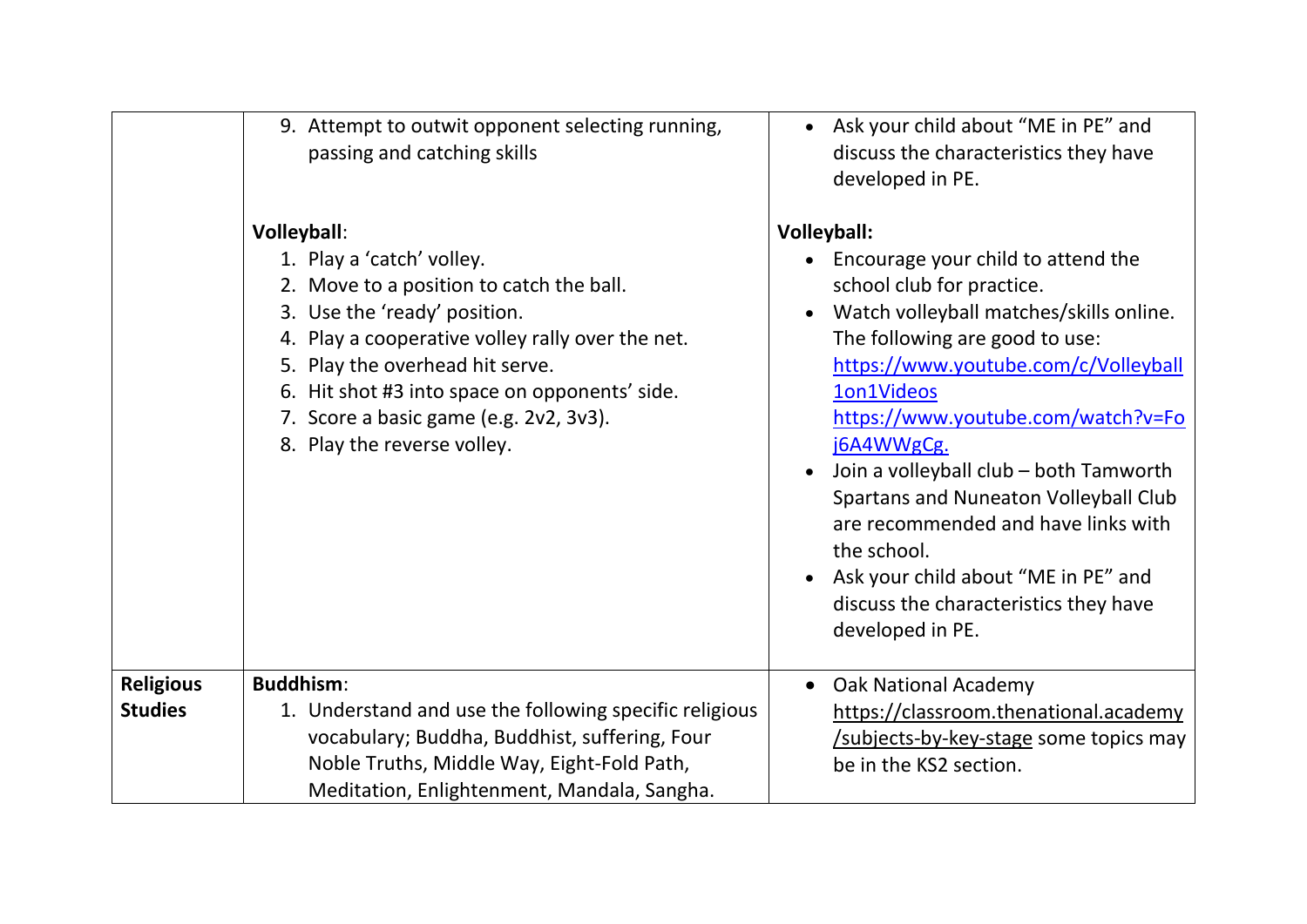| | | |
|---|---|---|
| | 9. Attempt to outwit opponent selecting running, passing and catching skills<br><br>**Volleyball**:<br>1. Play a ‘catch’ volley.<br>2. Move to a position to catch the ball.<br>3. Use the ‘ready’ position.<br>4. Play a cooperative volley rally over the net.<br>5. Play the overhead hit serve.<br>6. Hit shot #3 into space on opponents’ side.<br>7. Score a basic game (e.g. 2v2, 3v3).<br>8. Play the reverse volley. | • Ask your child about “ME in PE” and discuss the characteristics they have developed in PE.<br><br>**Volleyball:**<br>• Encourage your child to attend the school club for practice.<br>• Watch volleyball matches/skills online. The following are good to use: https://www.youtube.com/c/Volleyball1on1Videos https://www.youtube.com/watch?v=Foj6A4WWgCg.<br>• Join a volleyball club – both Tamworth Spartans and Nuneaton Volleyball Club are recommended and have links with the school.<br>• Ask your child about “ME in PE” and discuss the characteristics they have developed in PE. |
| **Religious Studies** | **Buddhism**:<br>1. Understand and use the following specific religious vocabulary; Buddha, Buddhist, suffering, Four Noble Truths, Middle Way, Eight-Fold Path, Meditation, Enlightenment, Mandala, Sangha. | • Oak National Academy https://classroom.thenational.academy/subjects-by-key-stage some topics may be in the KS2 section. |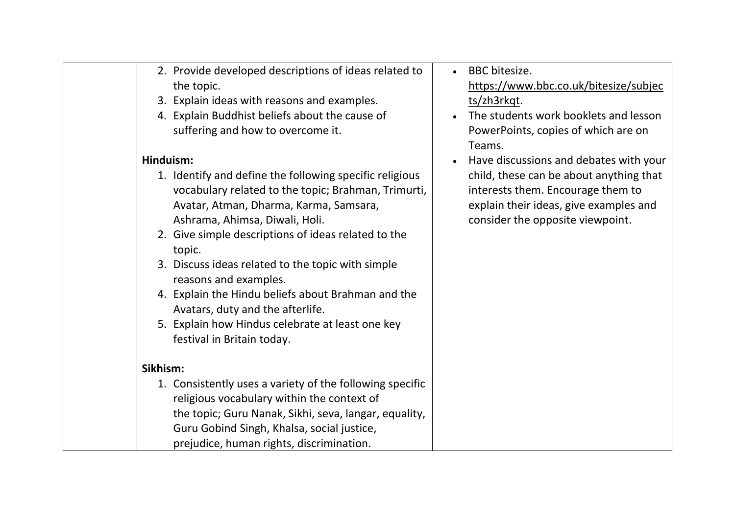| | | |
|---|---|---|
| | 2. Provide developed descriptions of ideas related to the topic.<br>3. Explain ideas with reasons and examples.<br>4. Explain Buddhist beliefs about the cause of suffering and how to overcome it.<br><br>**Hinduism:**<br>1. Identify and define the following specific religious vocabulary related to the topic; Brahman, Trimurti, Avatar, Atman, Dharma, Karma, Samsara, Ashrama, Ahimsa, Diwali, Holi.<br>2. Give simple descriptions of ideas related to the topic.<br>3. Discuss ideas related to the topic with simple reasons and examples.<br>4. Explain the Hindu beliefs about Brahman and the Avatars, duty and the afterlife.<br>5. Explain how Hindus celebrate at least one key festival in Britain today.<br><br>**Sikhism:**<br>1. Consistently uses a variety of the following specific religious vocabulary within the context of the topic; Guru Nanak, Sikhi, seva, langar, equality, Guru Gobind Singh, Khalsa, social justice, prejudice, human rights, discrimination. | • BBC bitesize. https://www.bbc.co.uk/bitesize/subjects/zh3rkqt.<br>• The students work booklets and lesson PowerPoints, copies of which are on Teams.<br>• Have discussions and debates with your child, these can be about anything that interests them. Encourage them to explain their ideas, give examples and consider the opposite viewpoint. |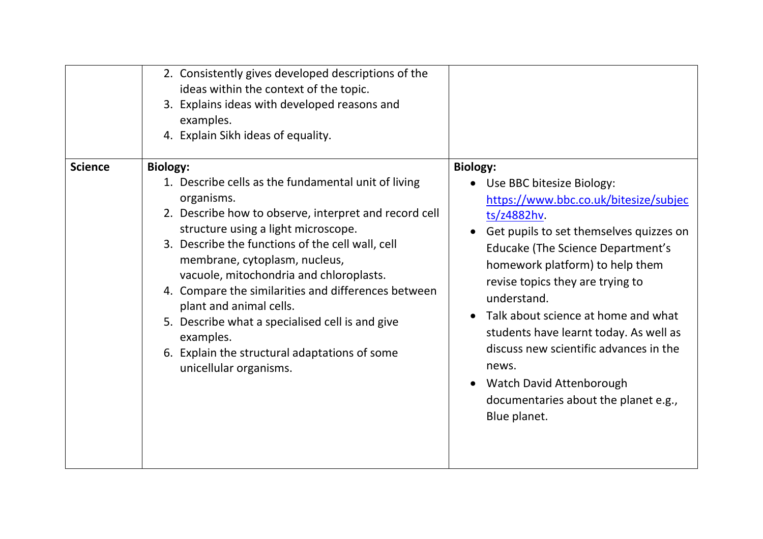| | | |
|---|---|---|
| | 2. Consistently gives developed descriptions of the ideas within the context of the topic.<br>3. Explains ideas with developed reasons and examples.<br>4. Explain Sikh ideas of equality. | |
| **Science** | **Biology:**<br>1. Describe cells as the fundamental unit of living organisms.<br>2. Describe how to observe, interpret and record cell structure using a light microscope.<br>3. Describe the functions of the cell wall, cell membrane, cytoplasm, nucleus, vacuole, mitochondria and chloroplasts.<br>4. Compare the similarities and differences between plant and animal cells.<br>5. Describe what a specialised cell is and give examples.<br>6. Explain the structural adaptations of some unicellular organisms. | **Biology:**<br>• Use BBC bitesize Biology: https://www.bbc.co.uk/bitesize/subjects/z4882hv.<br>• Get pupils to set themselves quizzes on Educake (The Science Department's homework platform) to help them revise topics they are trying to understand.<br>• Talk about science at home and what students have learnt today. As well as discuss new scientific advances in the news.<br>• Watch David Attenborough documentaries about the planet e.g., Blue planet. |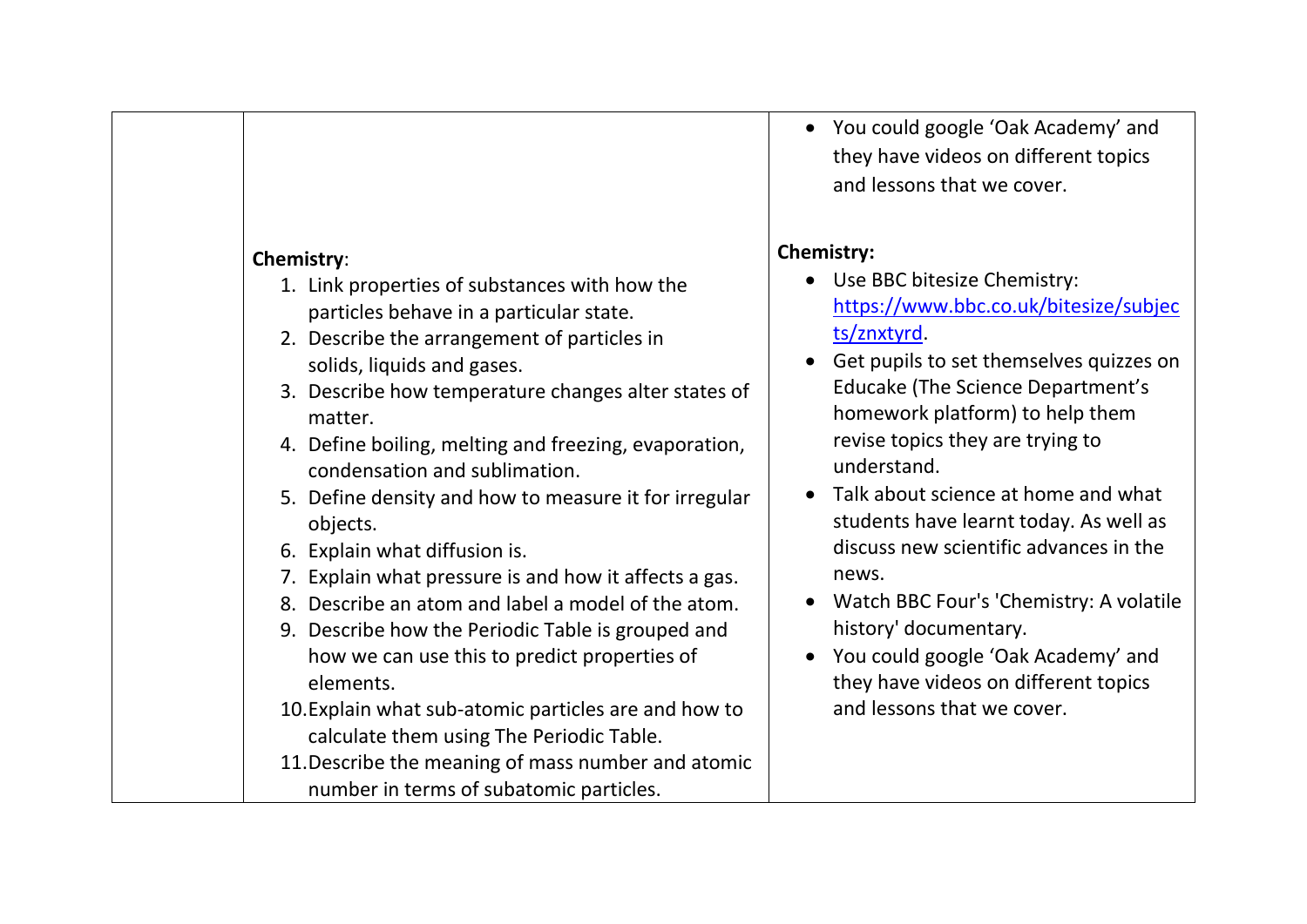|  |  |  |
| --- | --- | --- |
|  | **Chemistry**:<br>1. Link properties of substances with how the particles behave in a particular state.<br>2. Describe the arrangement of particles in solids, liquids and gases.<br>3. Describe how temperature changes alter states of matter.<br>4. Define boiling, melting and freezing, evaporation, condensation and sublimation.<br>5. Define density and how to measure it for irregular objects.<br>6. Explain what diffusion is.<br>7. Explain what pressure is and how it affects a gas.<br>8. Describe an atom and label a model of the atom.<br>9. Describe how the Periodic Table is grouped and how we can use this to predict properties of elements.<br>10. Explain what sub-atomic particles are and how to calculate them using The Periodic Table.<br>11. Describe the meaning of mass number and atomic number in terms of subatomic particles. | • You could google 'Oak Academy' and they have videos on different topics and lessons that we cover.<br><br>**Chemistry:**<br>• Use BBC bitesize Chemistry: https://www.bbc.co.uk/bitesize/subjects/znxtyrd.<br>• Get pupils to set themselves quizzes on Educake (The Science Department's homework platform) to help them revise topics they are trying to understand.<br>• Talk about science at home and what students have learnt today. As well as discuss new scientific advances in the news.<br>• Watch BBC Four's 'Chemistry: A volatile history' documentary.<br>• You could google 'Oak Academy' and they have videos on different topics and lessons that we cover. |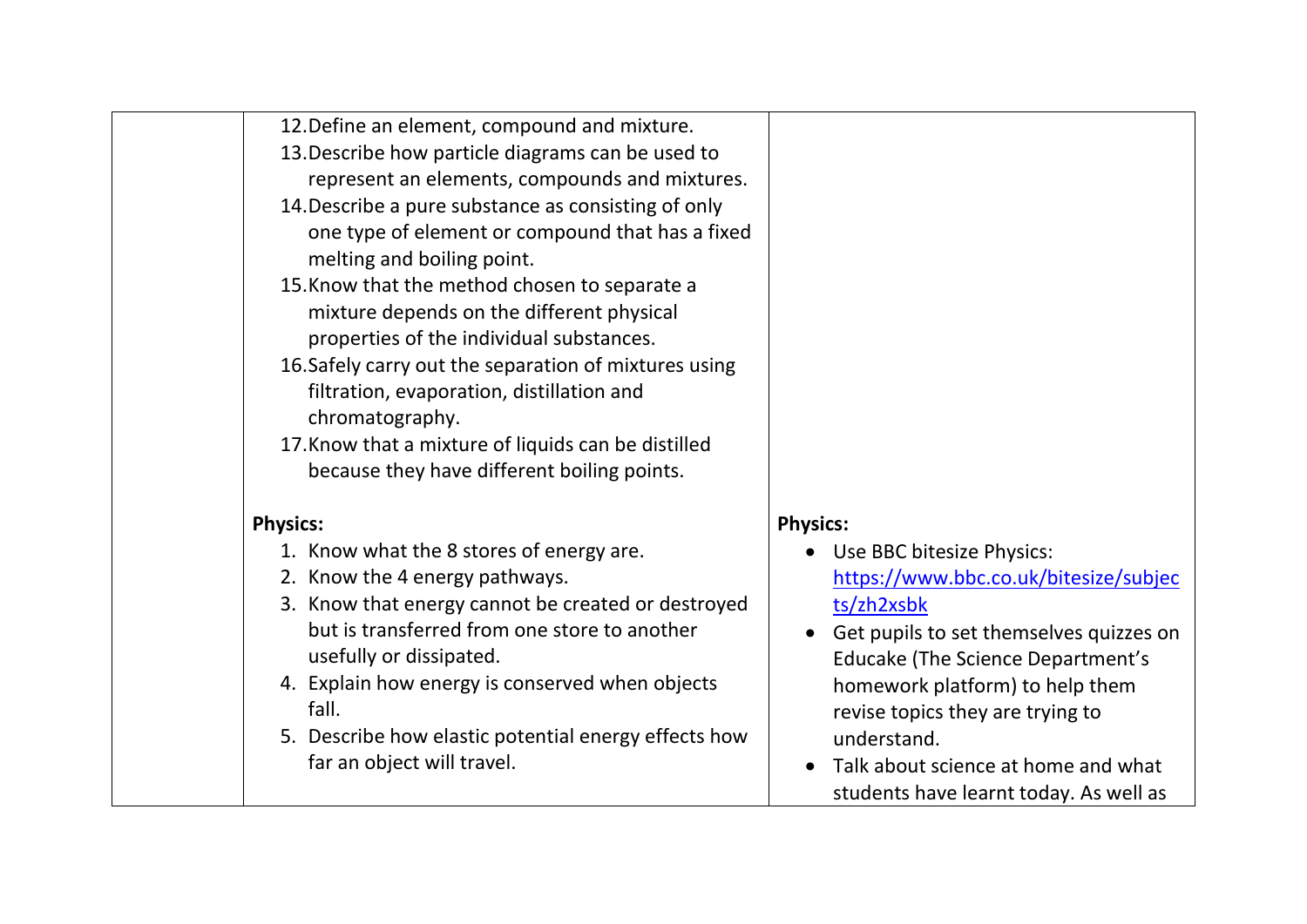| | | |
|---|---|---|
| | 12. Define an element, compound and mixture.<br>13. Describe how particle diagrams can be used to represent an elements, compounds and mixtures.<br>14. Describe a pure substance as consisting of only one type of element or compound that has a fixed melting and boiling point.<br>15. Know that the method chosen to separate a mixture depends on the different physical properties of the individual substances.<br>16. Safely carry out the separation of mixtures using filtration, evaporation, distillation and chromatography.<br>17. Know that a mixture of liquids can be distilled because they have different boiling points. | |
| | **Physics:**<br>1. Know what the 8 stores of energy are.<br>2. Know the 4 energy pathways.<br>3. Know that energy cannot be created or destroyed but is transferred from one store to another usefully or dissipated.<br>4. Explain how energy is conserved when objects fall.<br>5. Describe how elastic potential energy effects how far an object will travel. | **Physics:**<br>• Use BBC bitesize Physics: https://www.bbc.co.uk/bitesize/subjects/zh2xsbk<br>• Get pupils to set themselves quizzes on Educake (The Science Department's homework platform) to help them revise topics they are trying to understand.<br>• Talk about science at home and what students have learnt today. As well as |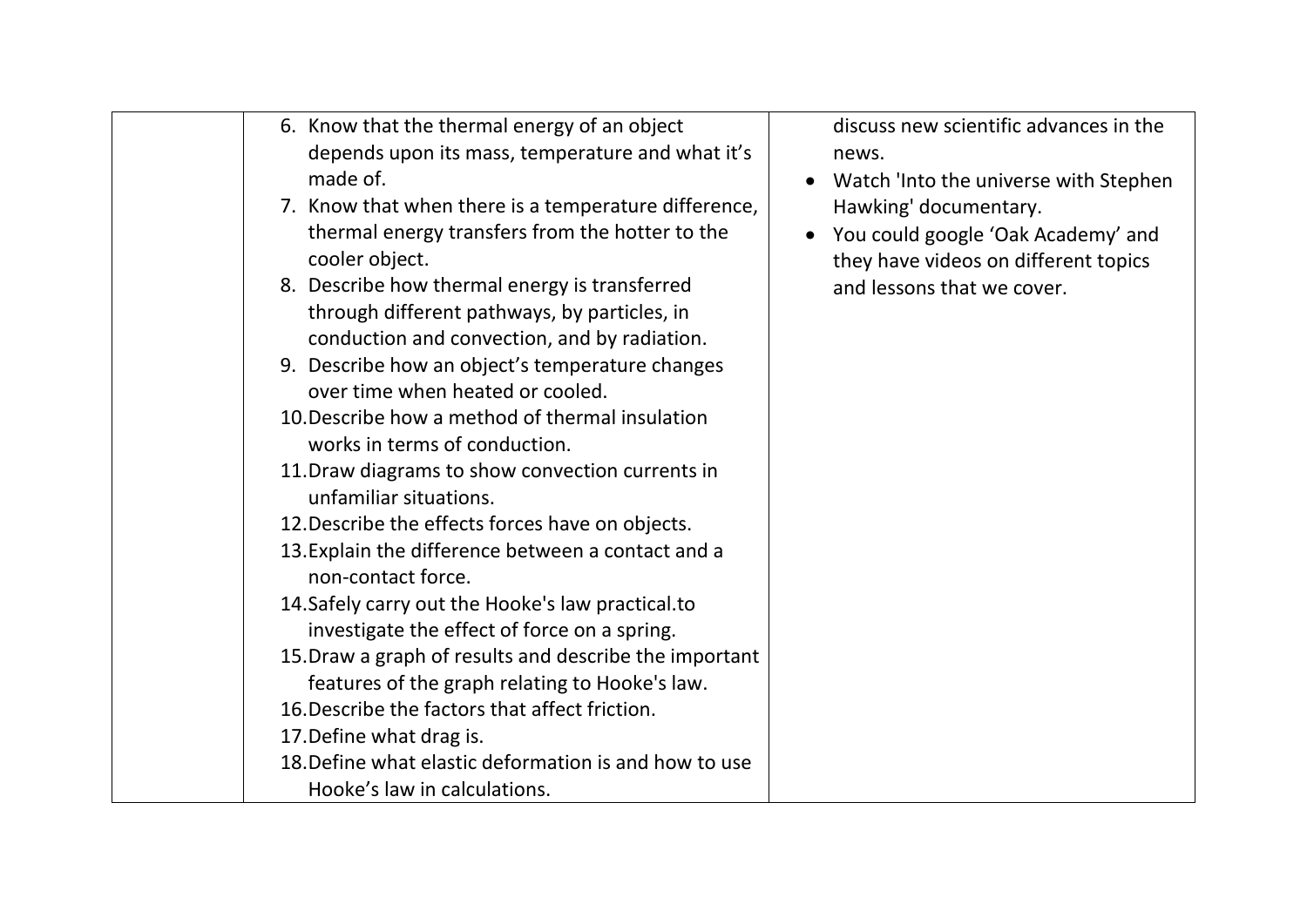|  | 6. Know that the thermal energy of an object depends upon its mass, temperature and what it's made of.<br>7. Know that when there is a temperature difference, thermal energy transfers from the hotter to the cooler object.<br>8. Describe how thermal energy is transferred through different pathways, by particles, in conduction and convection, and by radiation.<br>9. Describe how an object's temperature changes over time when heated or cooled.<br>10. Describe how a method of thermal insulation works in terms of conduction.<br>11. Draw diagrams to show convection currents in unfamiliar situations.<br>12. Describe the effects forces have on objects.<br>13. Explain the difference between a contact and a non-contact force.<br>14. Safely carry out the Hooke's law practical.to investigate the effect of force on a spring.<br>15. Draw a graph of results and describe the important features of the graph relating to Hooke's law.<br>16. Describe the factors that affect friction.<br>17. Define what drag is.<br>18. Define what elastic deformation is and how to use Hooke's law in calculations. | discuss new scientific advances in the news.<br>• Watch 'Into the universe with Stephen Hawking' documentary.<br>• You could google 'Oak Academy' and they have videos on different topics and lessons that we cover. |
|---|---|---|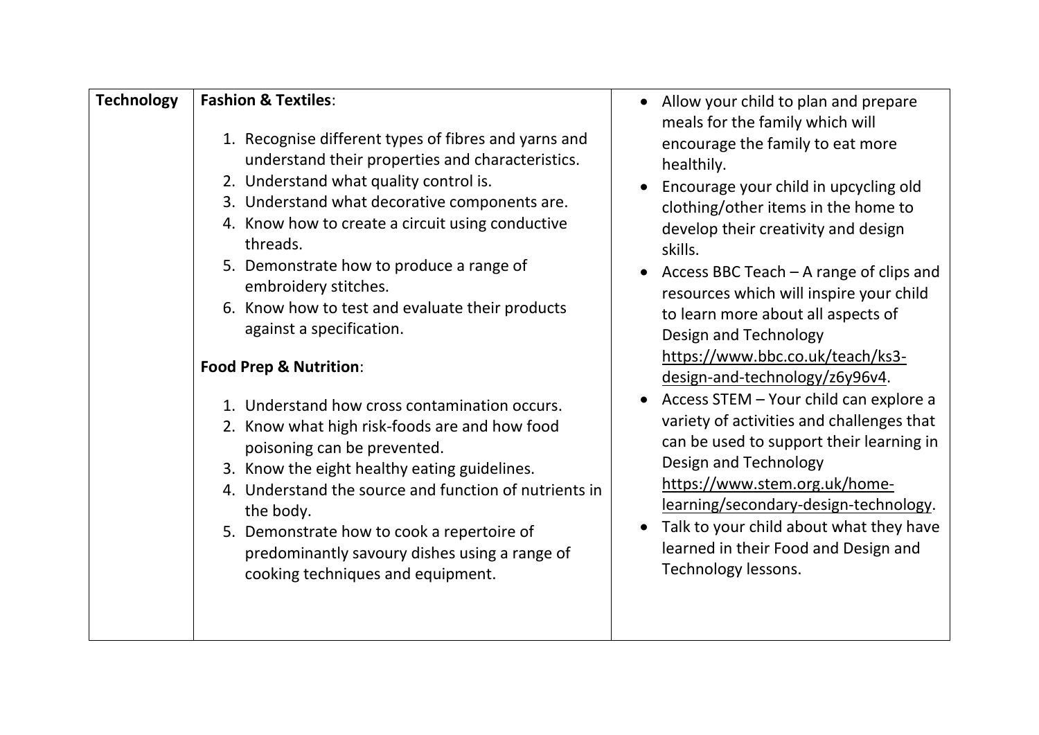| Technology | Fashion & Textiles: | |
|---|---|---|
| | **Fashion & Textiles**:<br><br>1. Recognise different types of fibres and yarns and understand their properties and characteristics.<br>2. Understand what quality control is.<br>3. Understand what decorative components are.<br>4. Know how to create a circuit using conductive threads.<br>5. Demonstrate how to produce a range of embroidery stitches.<br>6. Know how to test and evaluate their products against a specification.<br><br>**Food Prep & Nutrition**:<br><br>1. Understand how cross contamination occurs.<br>2. Know what high risk-foods are and how food poisoning can be prevented.<br>3. Know the eight healthy eating guidelines.<br>4. Understand the source and function of nutrients in the body.<br>5. Demonstrate how to cook a repertoire of predominantly savoury dishes using a range of cooking techniques and equipment. | • Allow your child to plan and prepare meals for the family which will encourage the family to eat more healthily.<br>• Encourage your child in upcycling old clothing/other items in the home to develop their creativity and design skills.<br>• Access BBC Teach – A range of clips and resources which will inspire your child to learn more about all aspects of Design and Technology https://www.bbc.co.uk/teach/ks3-design-and-technology/z6y96v4.<br>• Access STEM – Your child can explore a variety of activities and challenges that can be used to support their learning in Design and Technology https://www.stem.org.uk/home-learning/secondary-design-technology.<br>• Talk to your child about what they have learned in their Food and Design and Technology lessons. |

| **Technology** | | |
|---|---|---|
| | **Fashion & Textiles**:<br><br>1. Recognise different types of fibres and yarns and understand their properties and characteristics.<br>2. Understand what quality control is.<br>3. Understand what decorative components are.<br>4. Know how to create a circuit using conductive threads.<br>5. Demonstrate how to produce a range of embroidery stitches.<br>6. Know how to test and evaluate their products against a specification.<br><br>**Food Prep & Nutrition**:<br><br>1. Understand how cross contamination occurs.<br>2. Know what high risk-foods are and how food poisoning can be prevented.<br>3. Know the eight healthy eating guidelines.<br>4. Understand the source and function of nutrients in the body.<br>5. Demonstrate how to cook a repertoire of predominantly savoury dishes using a range of cooking techniques and equipment. | • Allow your child to plan and prepare meals for the family which will encourage the family to eat more healthily.<br>• Encourage your child in upcycling old clothing/other items in the home to develop their creativity and design skills.<br>• Access BBC Teach – A range of clips and resources which will inspire your child to learn more about all aspects of Design and Technology https://www.bbc.co.uk/teach/ks3-design-and-technology/z6y96v4.<br>• Access STEM – Your child can explore a variety of activities and challenges that can be used to support their learning in Design and Technology https://www.stem.org.uk/home-learning/secondary-design-technology.<br>• Talk to your child about what they have learned in their Food and Design and Technology lessons. |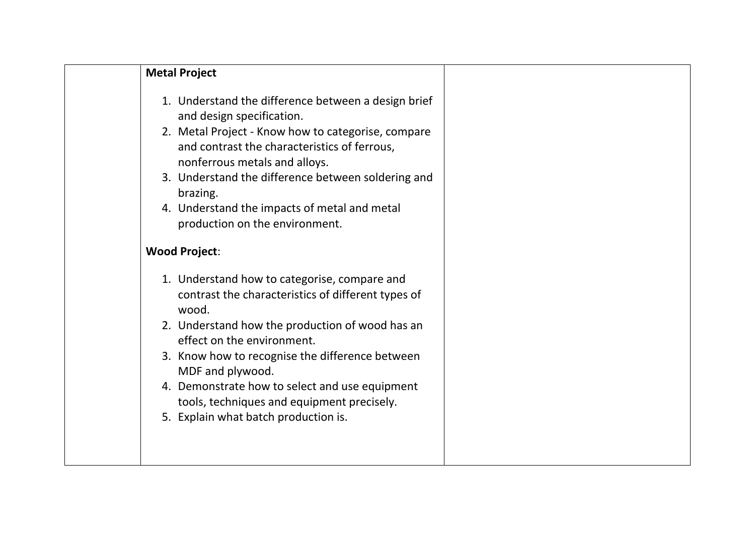| | **Metal Project**<br><br>1. Understand the difference between a design brief and design specification.<br>2. Metal Project - Know how to categorise, compare and contrast the characteristics of ferrous, nonferrous metals and alloys.<br>3. Understand the difference between soldering and brazing.<br>4. Understand the impacts of metal and metal production on the environment.<br><br>**Wood Project**:<br><br>1. Understand how to categorise, compare and contrast the characteristics of different types of wood.<br>2. Understand how the production of wood has an effect on the environment.<br>3. Know how to recognise the difference between MDF and plywood.<br>4. Demonstrate how to select and use equipment tools, techniques and equipment precisely.<br>5. Explain what batch production is. | |
|---|---|---|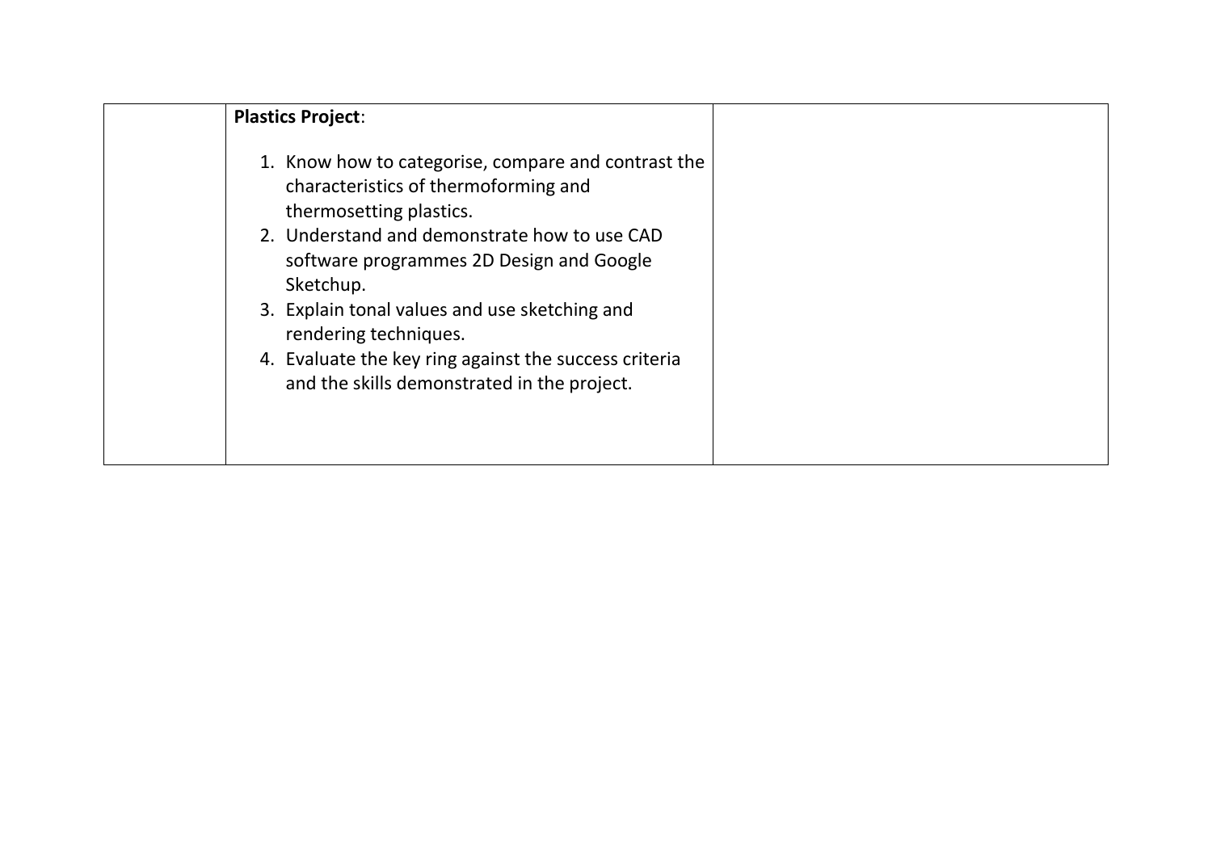| | | |
|---|---|---|
| | **Plastics Project**:<br><br>1. Know how to categorise, compare and contrast the characteristics of thermoforming and thermosetting plastics.<br>2. Understand and demonstrate how to use CAD software programmes 2D Design and Google Sketchup.<br>3. Explain tonal values and use sketching and rendering techniques.<br>4. Evaluate the key ring against the success criteria and the skills demonstrated in the project. | |